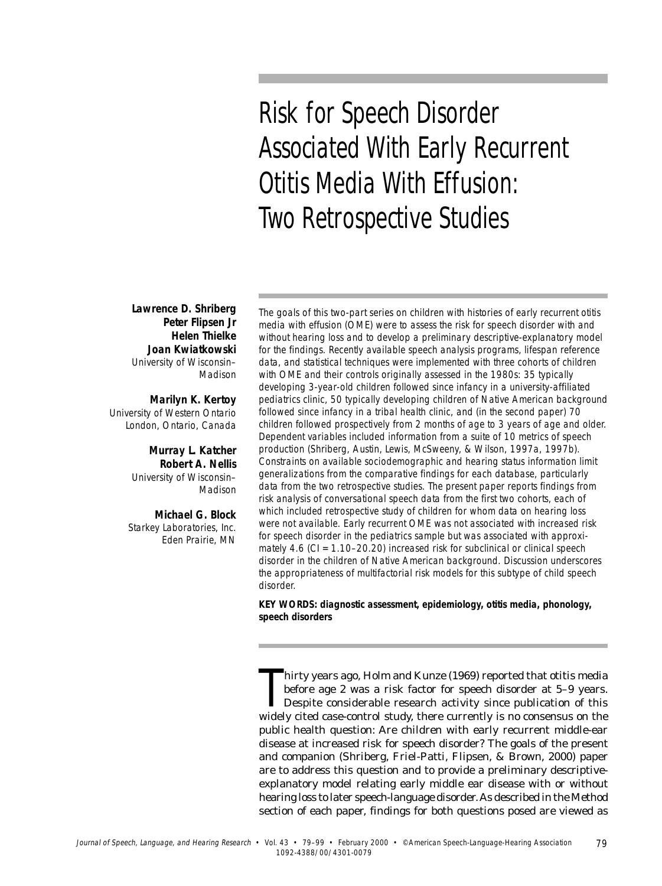# Risk for Speech Disorder Associated With Early Recurrent Otitis Media With Effusion: Two Retrospective Studies

**Lawrence D. Shriberg**
**Peter Flipsen Jr**
**Helen Thielke**
**Joan Kwiatkowski**
University of Wisconsin–Madison

**Marilyn K. Kertoy**
University of Western Ontario
London, Ontario, Canada

**Murray L. Katcher**
**Robert A. Nellis**
University of Wisconsin–Madison

**Michael G. Block**
Starkey Laboratories, Inc.
Eden Prairie, MN

*The goals of this two-part series on children with histories of early recurrent otitis media with effusion (OME) were to assess the risk for speech disorder with and without hearing loss and to develop a preliminary descriptive-explanatory model for the findings. Recently available speech analysis programs, lifespan reference data, and statistical techniques were implemented with three cohorts of children with OME and their controls originally assessed in the 1980s: 35 typically developing 3-year-old children followed since infancy in a university-affiliated pediatrics clinic, 50 typically developing children of Native American background followed since infancy in a tribal health clinic, and (in the second paper) 70 children followed prospectively from 2 months of age to 3 years of age and older. Dependent variables included information from a suite of 10 metrics of speech production (Shriberg, Austin, Lewis, McSweeny, & Wilson, 1997a, 1997b). Constraints on available sociodemographic and hearing status information limit generalizations from the comparative findings for each database, particularly data from the two retrospective studies. The present paper reports findings from risk analysis of conversational speech data from the first two cohorts, each of which included retrospective study of children for whom data on hearing loss were not available. Early recurrent OME was not associated with increased risk for speech disorder in the pediatrics sample but was associated with approximately 4.6 (CI = 1.10–20.20) increased risk for subclinical or clinical speech disorder in the children of Native American background. Discussion underscores the appropriateness of multifactorial risk models for this subtype of child speech disorder.*

**KEY WORDS: diagnostic assessment, epidemiology, otitis media, phonology, speech disorders**

Thirty years ago, Holm and Kunze (1969) reported that otitis media before age 2 was a risk factor for speech disorder at 5–9 years. Despite considerable research activity since publication of this widely cited case-control study, there currently is no consensus on the public health question: Are children with early recurrent middle-ear disease at increased risk for speech disorder? The goals of the present and companion (Shriberg, Friel-Patti, Flipsen, & Brown, 2000) paper are to address this question and to provide a preliminary descriptive-explanatory model relating early middle ear disease with or without hearing loss to later speech-language disorder. As described in the Method section of each paper, findings for both questions posed are viewed as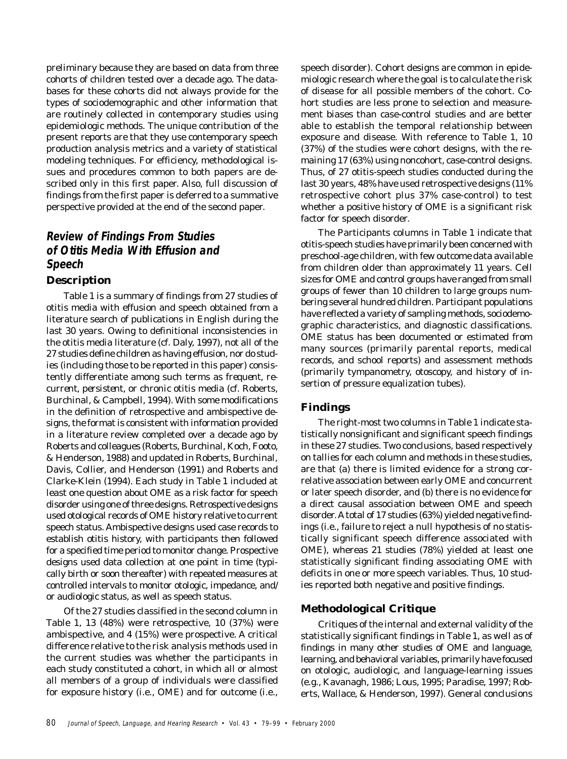preliminary because they are based on data from three cohorts of children tested over a decade ago. The databases for these cohorts did not always provide for the types of sociodemographic and other information that are routinely collected in contemporary studies using epidemiologic methods. The unique contribution of the present reports are that they use contemporary speech production analysis metrics and a variety of statistical modeling techniques. For efficiency, methodological issues and procedures common to both papers are described only in this first paper. Also, full discussion of findings from the first paper is deferred to a summative perspective provided at the end of the second paper.

## Review of Findings From Studies of Otitis Media With Effusion and Speech

### Description

Table 1 is a summary of findings from 27 studies of otitis media with effusion and speech obtained from a literature search of publications in English during the last 30 years. Owing to definitional inconsistencies in the otitis media literature (cf. Daly, 1997), not all of the 27 studies define children as having effusion, nor do studies (including those to be reported in this paper) consistently differentiate among such terms as *frequent, recurrent, persistent,* or *chronic* otitis media (cf. Roberts, Burchinal, & Campbell, 1994). With some modifications in the definition of retrospective and ambispective designs, the format is consistent with information provided in a literature review completed over a decade ago by Roberts and colleagues (Roberts, Burchinal, Koch, Footo, & Henderson, 1988) and updated in Roberts, Burchinal, Davis, Collier, and Henderson (1991) and Roberts and Clarke-Klein (1994). Each study in Table 1 included at least one question about OME as a risk factor for speech disorder using one of three designs. Retrospective designs used otological records of OME history relative to current speech status. Ambispective designs used case records to establish otitis history, with participants then followed for a specified time period to monitor change. Prospective designs used data collection at one point in time (typically birth or soon thereafter) with repeated measures at controlled intervals to monitor otologic, impedance, and/or audiologic status, as well as speech status.

Of the 27 studies classified in the second column in Table 1, 13 (48%) were retrospective, 10 (37%) were ambispective, and 4 (15%) were prospective. A critical difference relative to the risk analysis methods used in the current studies was whether the participants in each study constituted a cohort, in which all or almost all members of a group of individuals were classified for exposure history (i.e., OME) and for outcome (i.e., speech disorder). Cohort designs are common in epidemiologic research where the goal is to calculate the risk of disease for all possible members of the cohort. Cohort studies are less prone to selection and measurement biases than case-control studies and are better able to establish the temporal relationship between exposure and disease. With reference to Table 1, 10 (37%) of the studies were cohort designs, with the remaining 17 (63%) using noncohort, case-control designs. Thus, of 27 otitis-speech studies conducted during the last 30 years, 48% have used retrospective designs (11% retrospective cohort plus 37% case-control) to test whether a positive history of OME is a significant risk factor for speech disorder.

The Participants columns in Table 1 indicate that otitis-speech studies have primarily been concerned with preschool-age children, with few outcome data available from children older than approximately 11 years. Cell sizes for OME and control groups have ranged from small groups of fewer than 10 children to large groups numbering several hundred children. Participant populations have reflected a variety of sampling methods, sociodemographic characteristics, and diagnostic classifications. OME status has been documented or estimated from many sources (primarily parental reports, medical records, and school reports) and assessment methods (primarily tympanometry, otoscopy, and history of insertion of pressure equalization tubes).

### Findings

The right-most two columns in Table 1 indicate statistically nonsignificant and significant speech findings in these 27 studies. Two conclusions, based respectively on tallies for each column and methods in these studies, are that (a) there is limited evidence for a strong correlative association between early OME and concurrent or later speech disorder, and (b) there is no evidence for a direct causal association between OME and speech disorder. A total of 17 studies (63%) yielded negative findings (i.e., failure to reject a null hypothesis of no statistically significant speech difference associated with OME), whereas 21 studies (78%) yielded at least one statistically significant finding associating OME with deficits in one or more speech variables. Thus, 10 studies reported both negative and positive findings.

### Methodological Critique

Critiques of the internal and external validity of the statistically significant findings in Table 1, as well as of findings in many other studies of OME and language, learning, and behavioral variables, primarily have focused on otologic, audiologic, and language-learning issues (e.g., Kavanagh, 1986; Lous, 1995; Paradise, 1997; Roberts, Wallace, & Henderson, 1997). General conclusions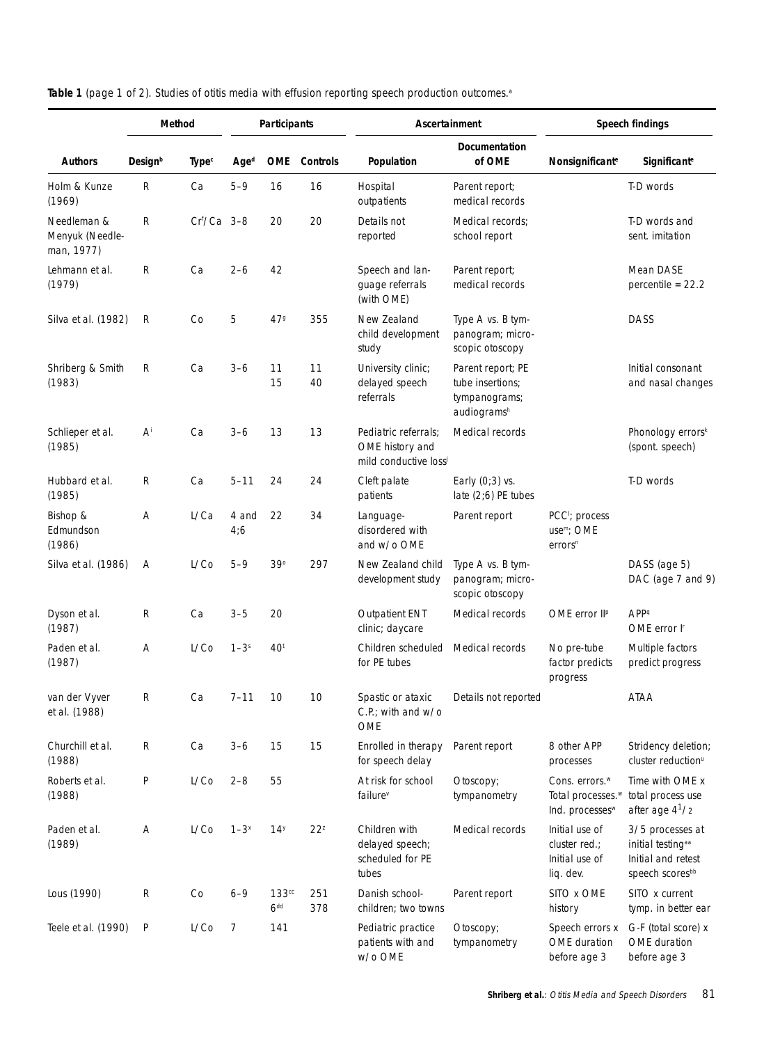**Table 1** (page 1 of 2). Studies of otitis media with effusion reporting speech production outcomes.[a]

| Authors | Method | | Participants | | | Ascertainment | | Speech findings | |
|---|---|---|---|---|---|---|---|---|---|
| | Design[b] | Type[c] | Age[d] | OME | Controls | Population | Documentation of OME | Nonsignificant[e] | Significant[e] |
| Holm & Kunze (1969) | R | Ca | 5–9 | 16 | 16 | Hospital outpatients | Parent report; medical records | | T-D words |
| Needleman & Menyuk (Needleman, 1977) | R | Cr[f]/Ca | 3–8 | 20 | 20 | Details not reported | Medical records; school report | | T-D words and sent. imitation |
| Lehmann et al. (1979) | R | Ca | 2–6 | 42 | | Speech and language referrals (with OME) | Parent report; medical records | | Mean DASE percentile = 22.2 |
| Silva et al. (1982) | R | Co | 5 | 47[g] | 355 | New Zealand child development study | Type A vs. B tympanogram; microscopic otoscopy | | DASS |
| Shriberg & Smith (1983) | R | Ca | 3–6 | 11<br>15 | 11<br>40 | University clinic; delayed speech referrals | Parent report; PE tube insertions; tympanograms; audiograms[h] | | Initial consonant and nasal changes |
| Schlieper et al. (1985) | A[i] | Ca | 3–6 | 13 | 13 | Pediatric referrals; OME history and mild conductive loss[j] | Medical records | | Phonology errors[k] (spont. speech) |
| Hubbard et al. (1985) | R | Ca | 5–11 | 24 | 24 | Cleft palate patients | Early (0;3) vs. late (2;6) PE tubes | | T-D words |
| Bishop & Edmundson (1986) | A | L/Ca | 4 and 4;6 | 22 | 34 | Language-disordered with and w/o OME | Parent report | PCC[l]; process use[m]; OME errors[n] | |
| Silva et al. (1986) | A | L/Co | 5–9 | 39[o] | 297 | New Zealand child development study | Type A vs. B tympanogram; microscopic otoscopy | | DASS (age 5) DAC (age 7 and 9) |
| Dyson et al. (1987) | R | Ca | 3–5 | 20 | | Outpatient ENT clinic; daycare | Medical records | OME error II[p] | APP[q]<br>OME error I[r] |
| Paden et al. (1987) | A | L/Co | 1–3[s] | 40[t] | | Children scheduled for PE tubes | Medical records | No pre-tube factor predicts progress | Multiple factors predict progress |
| van der Vyver et al. (1988) | R | Ca | 7–11 | 10 | 10 | Spastic or ataxic C.P.; with and w/o OME | Details not reported | | ATAA |
| Churchill et al. (1988) | R | Ca | 3–6 | 15 | 15 | Enrolled in therapy for speech delay | Parent report | 8 other APP processes | Stridency deletion; cluster reduction[u] |
| Roberts et al. (1988) | P | L/Co | 2–8 | 55 | | At risk for school failure[v] | Otoscopy; tympanometry | Cons. errors.[w] Total processes.[w] Ind. processes[w] | Time with OME x total process use after age $4^1/_2$ |
| Paden et al. (1989) | A | L/Co | 1–3[x] | 14[y] | 22[z] | Children with delayed speech; scheduled for PE tubes | Medical records | Initial use of cluster red.; Initial use of liq. dev. | 3/5 processes at initial testing[aa] Initial and retest speech scores[bb] |
| Lous (1990) | R | Co | 6–9 | 133[cc]<br>6[dd] | 251<br>378 | Danish school-children; two towns | Parent report | SITO x OME history | SITO x current tymp. in better ear |
| Teele et al. (1990) | P | L/Co | 7 | 141 | | Pediatric practice patients with and w/o OME | Otoscopy; tympanometry | Speech errors x OME duration before age 3 | G-F (total score) x OME duration before age 3 |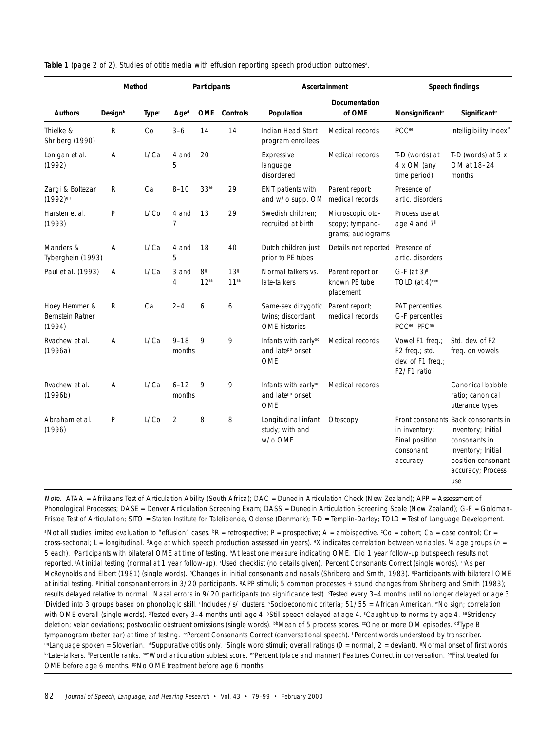**Table 1** (page 2 of 2). Studies of otitis media with effusion reporting speech production outcomes[a].

| | Method | | Participants | | | Ascertainment | | Speech findings | |
|---|---|---|---|---|---|---|---|---|---|
| **Authors** | **Design**[b] | **Type**[c] | **Age**[d] | **OME** | **Controls** | **Population** | **Documentation of OME** | **Nonsignificant**[e] | **Significant**[e] |
| Thielke & Shriberg (1990) | R | Co | 3–6 | 14 | 14 | Indian Head Start program enrollees | Medical records | PCC[ee] | Intelligibility Index[ff] |
| Lonigan et al. (1992) | A | L/Ca | 4 and 5 | 20 | | Expressive language disordered | Medical records | T-D (words) at 4 x OM (any time period) | T-D (words) at 5 x OM at 18–24 months |
| Zargi & Boltezar (1992)[gg] | R | Ca | 8–10 | 33[hh] | 29 | ENT patients with and w/o supp. OM | Parent report; medical records | Presence of artic. disorders | |
| Harsten et al. (1993) | P | L/Co | 4 and 7 | 13 | 29 | Swedish children; recruited at birth | Microscopic oto-scopy; tympano-grams; audiograms | Process use at age 4 and 7[ii] | |
| Manders & Tyberghein (1993) | A | L/Ca | 4 and 5 | 18 | 40 | Dutch children just prior to PE tubes | Details not reported | Presence of artic. disorders | |
| Paul et al. (1993) | A | L/Ca | 3 and 4 | 8[jj] 12[kk] | 13[jj] 11[kk] | Normal talkers vs. late-talkers | Parent report or known PE tube placement | G-F (at 3)[ll] TOLD (at 4)[mm] | |
| Hoey Hemmer & Bernstein Ratner (1994) | R | Ca | 2–4 | 6 | 6 | Same-sex dizygotic twins; discordant OME histories | Parent report; medical records | PAT percentiles G-F percentiles PCC[ee]; PFC[nn] | |
| Rvachew et al. (1996a) | A | L/Ca | 9–18 months | 9 | 9 | Infants with early[oo] and late[pp] onset OME | Medical records | Vowel F1 freq.; F2 freq.; std. dev. of F1 freq.; F2/F1 ratio | Std. dev. of F2 freq. on vowels |
| Rvachew et al. (1996b) | A | L/Ca | 6–12 months | 9 | 9 | Infants with early[oo] and late[pp] onset OME | Medical records | | Canonical babble ratio; canonical utterance types |
| Abraham et al. (1996) | P | L/Co | 2 | 8 | 8 | Longitudinal infant study; with and w/o OME | Otoscopy | Front consonants in inventory; Final position consonant accuracy | Back consonants in inventory; Initial consonants in inventory; Initial position consonant accuracy; Process use |

*Note.* ATAA = Afrikaans Test of Articulation Ability (South Africa); DAC = Dunedin Articulation Check (New Zealand); APP = Assessment of Phonological Processes; DASE = Denver Articulation Screening Exam; DASS = Dunedin Articulation Screening Scale (New Zealand); G-F = Goldman-Fristoe Test of Articulation; SITO = Staten Institute for Talelidende, Odense (Denmark); T-D = Templin-Darley; TOLD = Test of Language Development.

[a]Not all studies limited evaluation to "effusion" cases. [b]R = retrospective; P = prospective; A = ambispective. [c]Co = cohort; Ca = case control; Cr = cross-sectional; L = longitudinal. [d]Age at which speech production assessed (in years). [e]X indicates correlation between variables. [f]4 age groups (*n* = 5 each). [g]Participants with bilateral OME at time of testing. [h]At least one measure indicating OME. [i]Did 1 year follow-up but speech results not reported. [j]At initial testing (normal at 1 year follow-up). [k]Used checklist (no details given). [l]Percent Consonants Correct (single words). [m]As per McReynolds and Elbert (1981) (single words). [n]Changes in initial consonants and nasals (Shriberg and Smith, 1983). [o]Participants with bilateral OME at initial testing. [p]Initial consonant errors in 3/20 participants. [q]APP stimuli; 5 common processes + sound changes from Shriberg and Smith (1983); results delayed relative to normal. [r]Nasal errors in 9/20 participants (no significance test). [s]Tested every 3–4 months until no longer delayed or age 3. [t]Divided into 3 groups based on phonologic skill. [u]Includes /s/ clusters. [v]Socioeconomic criteria; 51/55 = African American. [w]No sign; correlation with OME overall (single words). [x]Tested every 3–4 months until age 4. [y]Still speech delayed at age 4. [z]Caught up to norms by age 4. [aa]Stridency deletion; velar deviations; postvocalic obstruent omissions (single words). [bb]Mean of 5 process scores. [cc]One or more OM episodes. [dd]Type B tympanogram (better ear) at time of testing. [ee]Percent Consonants Correct (conversational speech). [ff]Percent words understood by transcriber. [gg]Language spoken = Slovenian. [hh]Suppurative otitis only. [ii]Single word stimuli; overall ratings (0 = normal, 2 = deviant). [jj]Normal onset of first words. [kk]Late-talkers. [ll]Percentile ranks. [mm]Word articulation subtest score. [nn]Percent (place and manner) Features Correct in conversation. [oo]First treated for OME before age 6 months. [pp]No OME treatment before age 6 months.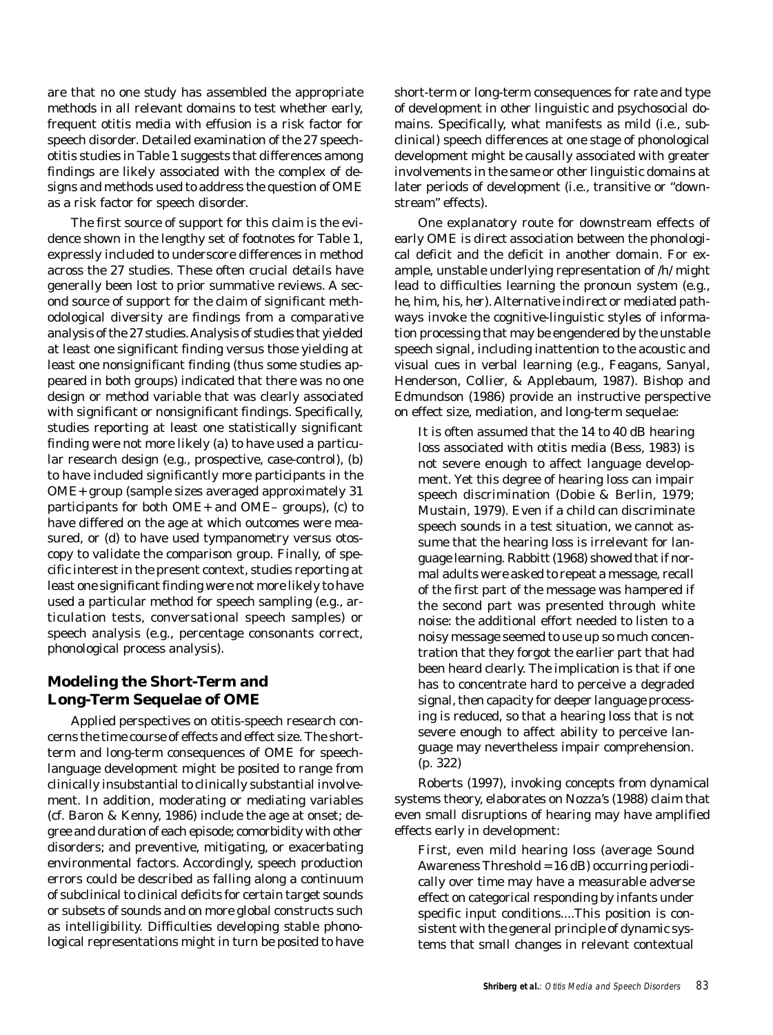are that no one study has assembled the appropriate methods in all relevant domains to test whether early, frequent otitis media with effusion is a risk factor for speech disorder. Detailed examination of the 27 speech-otitis studies in Table 1 suggests that differences among findings are likely associated with the complex of designs and methods used to address the question of OME as a risk factor for speech disorder.

The first source of support for this claim is the evidence shown in the lengthy set of footnotes for Table 1, expressly included to underscore differences in method across the 27 studies. These often crucial details have generally been lost to prior summative reviews. A second source of support for the claim of significant methodological diversity are findings from a comparative analysis of the 27 studies. Analysis of studies that yielded at least one significant finding versus those yielding at least one nonsignificant finding (thus some studies appeared in both groups) indicated that there was no one design or method variable that was clearly associated with significant or nonsignificant findings. Specifically, studies reporting at least one statistically significant finding were not more likely (a) to have used a particular research design (e.g., prospective, case-control), (b) to have included significantly more participants in the OME+ group (sample sizes averaged approximately 31 participants for both OME+ and OME– groups), (c) to have differed on the age at which outcomes were measured, or (d) to have used tympanometry versus otoscopy to validate the comparison group. Finally, of specific interest in the present context, studies reporting at least one significant finding were not more likely to have used a particular method for speech sampling (e.g., articulation tests, conversational speech samples) or speech analysis (e.g., percentage consonants correct, phonological process analysis).

## Modeling the Short-Term and Long-Term Sequelae of OME

Applied perspectives on otitis-speech research concerns the time course of effects and effect size. The short-term and long-term consequences of OME for speech-language development might be posited to range from clinically insubstantial to clinically substantial involvement. In addition, moderating or mediating variables (cf. Baron & Kenny, 1986) include the age at onset; degree and duration of each episode; comorbidity with other disorders; and preventive, mitigating, or exacerbating environmental factors. Accordingly, speech production errors could be described as falling along a continuum of subclinical to clinical deficits for certain target sounds or subsets of sounds and on more global constructs such as intelligibility. Difficulties developing stable phonological representations might in turn be posited to have short-term or long-term consequences for rate and type of development in other linguistic and psychosocial domains. Specifically, what manifests as mild (i.e., subclinical) speech differences at one stage of phonological development might be causally associated with greater involvements in the same or other linguistic domains at later periods of development (i.e., transitive or "downstream" effects).

One explanatory route for downstream effects of early OME is direct association between the phonological deficit and the deficit in another domain. For example, unstable underlying representation of /h/ might lead to difficulties learning the pronoun system (e.g., *he, him, his, her*). Alternative indirect or mediated pathways invoke the cognitive-linguistic styles of information processing that may be engendered by the unstable speech signal, including inattention to the acoustic and visual cues in verbal learning (e.g., Feagans, Sanyal, Henderson, Collier, & Applebaum, 1987). Bishop and Edmundson (1986) provide an instructive perspective on effect size, mediation, and long-term sequelae:

> It is often assumed that the 14 to 40 dB hearing loss associated with otitis media (Bess, 1983) is not severe enough to affect language development. Yet this degree of hearing loss can impair speech discrimination (Dobie & Berlin, 1979; Mustain, 1979). Even if a child can discriminate speech sounds in a test situation, we cannot assume that the hearing loss is irrelevant for language learning. Rabbitt (1968) showed that if normal adults were asked to repeat a message, recall of the first part of the message was hampered if the second part was presented through white noise: the additional effort needed to listen to a noisy message seemed to use up so much concentration that they forgot the earlier part that had been heard clearly. The implication is that if one has to concentrate hard to perceive a degraded signal, then capacity for deeper language processing is reduced, so that a hearing loss that is not severe enough to affect ability to perceive language may nevertheless impair comprehension. (p. 322)

Roberts (1997), invoking concepts from dynamical systems theory, elaborates on Nozza's (1988) claim that even small disruptions of hearing may have amplified effects early in development:

> First, even mild hearing loss (average Sound Awareness Threshold = 16 dB) occurring periodically over time may have a measurable adverse effect on categorical responding by infants under specific input conditions....This position is consistent with the general principle of dynamic systems that small changes in relevant contextual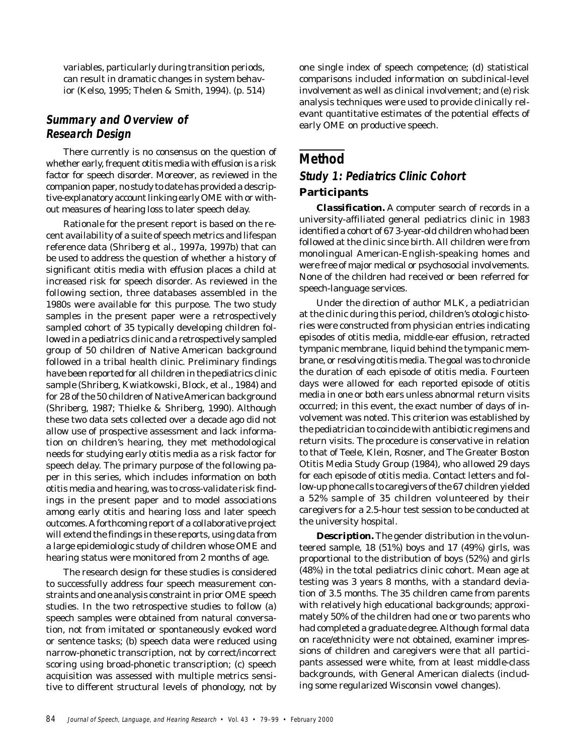variables, particularly during transition periods, can result in dramatic changes in system behavior (Kelso, 1995; Thelen & Smith, 1994). (p. 514)

## Summary and Overview of Research Design

There currently is no consensus on the question of whether early, frequent otitis media with effusion is a risk factor for speech disorder. Moreover, as reviewed in the companion paper, no study to date has provided a descriptive-explanatory account linking early OME with or without measures of hearing loss to later speech delay.

Rationale for the present report is based on the recent availability of a suite of speech metrics and lifespan reference data (Shriberg et al., 1997a, 1997b) that can be used to address the question of whether a history of significant otitis media with effusion places a child at increased risk for speech disorder. As reviewed in the following section, three databases assembled in the 1980s were available for this purpose. The two study samples in the present paper were a retrospectively sampled cohort of 35 typically developing children followed in a pediatrics clinic and a retrospectively sampled group of 50 children of Native American background followed in a tribal health clinic. Preliminary findings have been reported for all children in the pediatrics clinic sample (Shriberg, Kwiatkowski, Block, et al., 1984) and for 28 of the 50 children of Native American background (Shriberg, 1987; Thielke & Shriberg, 1990). Although these two data sets collected over a decade ago did not allow use of prospective assessment and lack information on children's hearing, they met methodological needs for studying early otitis media as a risk factor for speech delay. The primary purpose of the following paper in this series, which includes information on both otitis media and hearing, was to cross-validate risk findings in the present paper and to model associations among early otitis and hearing loss and later speech outcomes. A forthcoming report of a collaborative project will extend the findings in these reports, using data from a large epidemiologic study of children whose OME and hearing status were monitored from 2 months of age.

The research design for these studies is considered to successfully address four speech measurement constraints and one analysis constraint in prior OME speech studies. In the two retrospective studies to follow (a) speech samples were obtained from natural conversation, not from imitated or spontaneously evoked word or sentence tasks; (b) speech data were reduced using narrow-phonetic transcription, not by correct/incorrect scoring using broad-phonetic transcription; (c) speech acquisition was assessed with multiple metrics sensitive to different structural levels of phonology, not by one single index of speech competence; (d) statistical comparisons included information on subclinical-level involvement as well as clinical involvement; and (e) risk analysis techniques were used to provide clinically relevant quantitative estimates of the potential effects of early OME on productive speech.

# Method

## Study 1: Pediatrics Clinic Cohort

### Participants

**Classification.** A computer search of records in a university-affiliated general pediatrics clinic in 1983 identified a cohort of 67 3-year-old children who had been followed at the clinic since birth. All children were from monolingual American-English-speaking homes and were free of major medical or psychosocial involvements. None of the children had received or been referred for speech-language services.

Under the direction of author MLK, a pediatrician at the clinic during this period, children's otologic histories were constructed from physician entries indicating episodes of otitis media, middle-ear effusion, retracted tympanic membrane, liquid behind the tympanic membrane, or resolving otitis media. The goal was to chronicle the duration of each episode of otitis media. Fourteen days were allowed for each reported episode of otitis media in one or both ears unless abnormal return visits occurred; in this event, the exact number of days of involvement was noted. This criterion was established by the pediatrician to coincide with antibiotic regimens and return visits. The procedure is conservative in relation to that of Teele, Klein, Rosner, and The Greater Boston Otitis Media Study Group (1984), who allowed 29 days for each episode of otitis media. Contact letters and follow-up phone calls to caregivers of the 67 children yielded a 52% sample of 35 children volunteered by their caregivers for a 2.5-hour test session to be conducted at the university hospital.

**Description.** The gender distribution in the volunteered sample, 18 (51%) boys and 17 (49%) girls, was proportional to the distribution of boys (52%) and girls (48%) in the total pediatrics clinic cohort. Mean age at testing was 3 years 8 months, with a standard deviation of 3.5 months. The 35 children came from parents with relatively high educational backgrounds; approximately 50% of the children had one or two parents who had completed a graduate degree. Although formal data on race/ethnicity were not obtained, examiner impressions of children and caregivers were that all participants assessed were white, from at least middle-class backgrounds, with General American dialects (including some regularized Wisconsin vowel changes).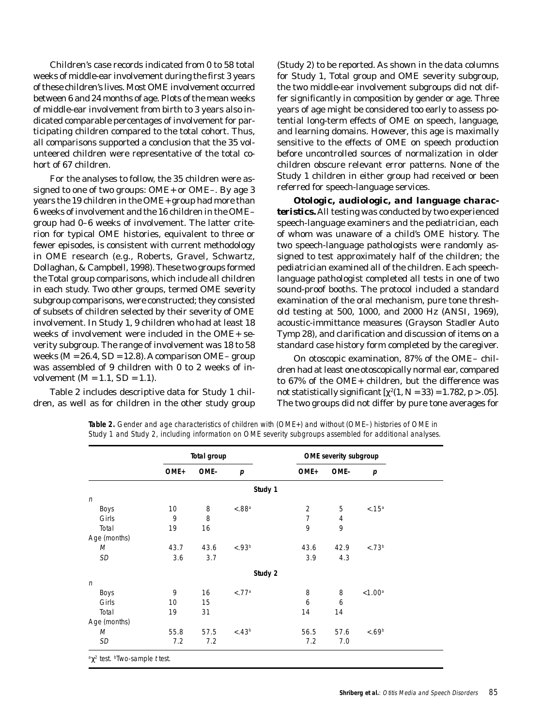Children's case records indicated from 0 to 58 total weeks of middle-ear involvement during the first 3 years of these children's lives. Most OME involvement occurred between 6 and 24 months of age. Plots of the mean weeks of middle-ear involvement from birth to 3 years also indicated comparable percentages of involvement for participating children compared to the total cohort. Thus, all comparisons supported a conclusion that the 35 volunteered children were representative of the total cohort of 67 children.

For the analyses to follow, the 35 children were assigned to one of two groups: OME+ or OME–. By age 3 years the 19 children in the OME+ group had more than 6 weeks of involvement and the 16 children in the OME– group had 0–6 weeks of involvement. The latter criterion for typical OME histories, equivalent to three or fewer episodes, is consistent with current methodology in OME research (e.g., Roberts, Gravel, Schwartz, Dollaghan, & Campbell, 1998). These two groups formed the Total group comparisons, which include all children in each study. Two other groups, termed *OME severity* subgroup comparisons, were constructed; they consisted of subsets of children selected by their severity of OME involvement. In Study 1, 9 children who had at least 18 weeks of involvement were included in the OME+ severity subgroup. The range of involvement was 18 to 58 weeks ($M = 26.4$, $SD = 12.8$). A comparison OME– group was assembled of 9 children with 0 to 2 weeks of involvement ($M = 1.1$, $SD = 1.1$).

Table 2 includes descriptive data for Study 1 children, as well as for children in the other study group (Study 2) to be reported. As shown in the data columns for Study 1, Total group and OME severity subgroup, the two middle-ear involvement subgroups did not differ significantly in composition by gender or age. Three years of age might be considered too early to assess potential long-term effects of OME on speech, language, and learning domains. However, this age is maximally sensitive to the effects of OME on speech production before uncontrolled sources of normalization in older children obscure relevant error patterns. None of the Study 1 children in either group had received or been referred for speech-language services.

**Otologic, audiologic, and language characteristics.** All testing was conducted by two experienced speech-language examiners and the pediatrician, each of whom was unaware of a child's OME history. The two speech-language pathologists were randomly assigned to test approximately half of the children; the pediatrician examined all of the children. Each speech-language pathologist completed all tests in one of two sound-proof booths. The protocol included a standard examination of the oral mechanism, pure tone threshold testing at 500, 1000, and 2000 Hz (ANSI, 1969), acoustic-immittance measures (Grayson Stadler Auto Tymp 28), and clarification and discussion of items on a standard case history form completed by the caregiver.

On otoscopic examination, 87% of the OME– children had at least one otoscopically normal ear, compared to 67% of the OME+ children, but the difference was not statistically significant [$\chi^2(1, N = 33) = 1.782$, $p > .05$]. The two groups did not differ by pure tone averages for

**Table 2.** Gender and age characteristics of children with (OME+) and without (OME–) histories of OME in Study 1 and Study 2, including information on OME severity subgroups assembled for additional analyses.

| | Total group | | | OME severity subgroup | | |
|---|---|---|---|---|---|---|
| | OME+ | OME– | *p* | OME+ | OME– | *p* |
| **Study 1** | | | | | | |
| *n* | | | | | | |
| Boys | 10 | 8 | <.88[a] | 2 | 5 | <.15[a] |
| Girls | 9 | 8 | | 7 | 4 | |
| Total | 19 | 16 | | 9 | 9 | |
| Age (months) | | | | | | |
| *M* | 43.7 | 43.6 | <.93[b] | 43.6 | 42.9 | <.73[b] |
| *SD* | 3.6 | 3.7 | | 3.9 | 4.3 | |
| **Study 2** | | | | | | |
| *n* | | | | | | |
| Boys | 9 | 16 | <.77[a] | 8 | 8 | <1.00[a] |
| Girls | 10 | 15 | | 6 | 6 | |
| Total | 19 | 31 | | 14 | 14 | |
| Age (months) | | | | | | |
| *M* | 55.8 | 57.5 | <.43[b] | 56.5 | 57.6 | <.69[b] |
| *SD* | 7.2 | 7.2 | | 7.2 | 7.0 | |

[a] $\chi^2$ test. [b] Two-sample *t* test.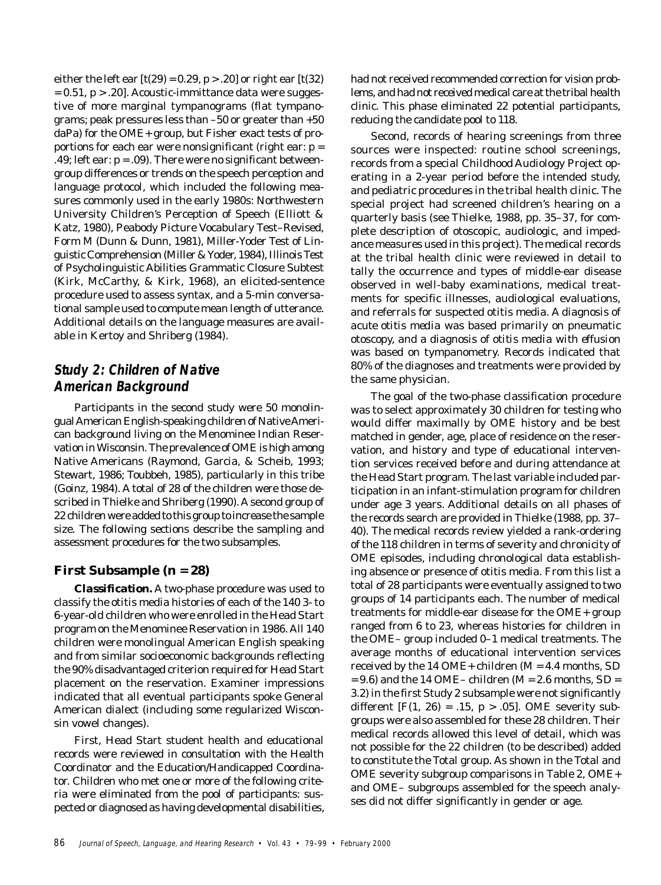either the left ear [$t(29) = 0.29$, $p > .20$] or right ear [$t(32) = 0.51$, $p > .20$]. Acoustic-immittance data were suggestive of more marginal tympanograms (flat tympanograms; peak pressures less than –50 or greater than +50 daPa) for the OME+ group, but Fisher exact tests of proportions for each ear were nonsignificant (right ear: $p = .49$; left ear: $p = .09$). There were no significant between-group differences or trends on the speech perception and language protocol, which included the following measures commonly used in the early 1980s: Northwestern University Children's Perception of Speech (Elliott & Katz, 1980), Peabody Picture Vocabulary Test–Revised, Form M (Dunn & Dunn, 1981), Miller-Yoder Test of Linguistic Comprehension (Miller & Yoder, 1984), Illinois Test of Psycholinguistic Abilities Grammatic Closure Subtest (Kirk, McCarthy, & Kirk, 1968), an elicited-sentence procedure used to assess syntax, and a 5-min conversational sample used to compute mean length of utterance. Additional details on the language measures are available in Kertoy and Shriberg (1984).

## Study 2: Children of Native American Background

Participants in the second study were 50 monolingual American English-speaking children of Native American background living on the Menominee Indian Reservation in Wisconsin. The prevalence of OME is high among Native Americans (Raymond, Garcia, & Scheib, 1993; Stewart, 1986; Toubbeh, 1985), particularly in this tribe (Goinz, 1984). A total of 28 of the children were those described in Thielke and Shriberg (1990). A second group of 22 children were added to this group to increase the sample size. The following sections describe the sampling and assessment procedures for the two subsamples.

### First Subsample (n = 28)

**Classification.** A two-phase procedure was used to classify the otitis media histories of each of the 140 3- to 6-year-old children who were enrolled in the Head Start program on the Menominee Reservation in 1986. All 140 children were monolingual American English speaking and from similar socioeconomic backgrounds reflecting the 90% disadvantaged criterion required for Head Start placement on the reservation. Examiner impressions indicated that all eventual participants spoke General American dialect (including some regularized Wisconsin vowel changes).

First, Head Start student health and educational records were reviewed in consultation with the Health Coordinator and the Education/Handicapped Coordinator. Children who met one or more of the following criteria were eliminated from the pool of participants: suspected or diagnosed as having developmental disabilities, had not received recommended correction for vision problems, and had not received medical care at the tribal health clinic. This phase eliminated 22 potential participants, reducing the candidate pool to 118.

Second, records of hearing screenings from three sources were inspected: routine school screenings, records from a special Childhood Audiology Project operating in a 2-year period before the intended study, and pediatric procedures in the tribal health clinic. The special project had screened children's hearing on a quarterly basis (see Thielke, 1988, pp. 35–37, for complete description of otoscopic, audiologic, and impedance measures used in this project). The medical records at the tribal health clinic were reviewed in detail to tally the occurrence and types of middle-ear disease observed in well-baby examinations, medical treatments for specific illnesses, audiological evaluations, and referrals for suspected otitis media. A diagnosis of acute otitis media was based primarily on pneumatic otoscopy, and a diagnosis of otitis media with effusion was based on tympanometry. Records indicated that 80% of the diagnoses and treatments were provided by the same physician.

The goal of the two-phase classification procedure was to select approximately 30 children for testing who would differ maximally by OME history and be best matched in gender, age, place of residence on the reservation, and history and type of educational intervention services received before and during attendance at the Head Start program. The last variable included participation in an infant-stimulation program for children under age 3 years. Additional details on all phases of the records search are provided in Thielke (1988, pp. 37–40). The medical records review yielded a rank-ordering of the 118 children in terms of severity and chronicity of OME episodes, including chronological data establishing absence or presence of otitis media. From this list a total of 28 participants were eventually assigned to two groups of 14 participants each. The number of medical treatments for middle-ear disease for the OME+ group ranged from 6 to 23, whereas histories for children in the OME– group included 0–1 medical treatments. The average months of educational intervention services received by the 14 OME+ children ($M = 4.4$ months, $SD = 9.6$) and the 14 OME– children ($M = 2.6$ months, $SD = 3.2$) in the first Study 2 subsample were not significantly different [$F(1, 26) = .15$, $p > .05$]. OME severity subgroups were also assembled for these 28 children. Their medical records allowed this level of detail, which was not possible for the 22 children (to be described) added to constitute the Total group. As shown in the Total and OME severity subgroup comparisons in Table 2, OME+ and OME– subgroups assembled for the speech analyses did not differ significantly in gender or age.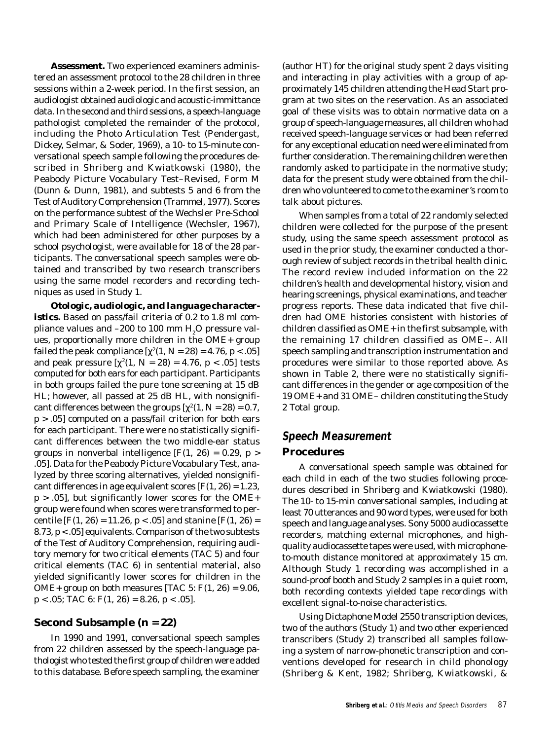**Assessment.** Two experienced examiners administered an assessment protocol to the 28 children in three sessions within a 2-week period. In the first session, an audiologist obtained audiologic and acoustic-immittance data. In the second and third sessions, a speech-language pathologist completed the remainder of the protocol, including the Photo Articulation Test (Pendergast, Dickey, Selmar, & Soder, 1969), a 10- to 15-minute conversational speech sample following the procedures described in Shriberg and Kwiatkowski (1980), the Peabody Picture Vocabulary Test–Revised, Form M (Dunn & Dunn, 1981), and subtests 5 and 6 from the Test of Auditory Comprehension (Trammel, 1977). Scores on the performance subtest of the Wechsler Pre-School and Primary Scale of Intelligence (Wechsler, 1967), which had been administered for other purposes by a school psychologist, were available for 18 of the 28 participants. The conversational speech samples were obtained and transcribed by two research transcribers using the same model recorders and recording techniques as used in Study 1.

**Otologic, audiologic, and language characteristics.** Based on pass/fail criteria of 0.2 to 1.8 ml compliance values and –200 to 100 mm $H_2O$ pressure values, proportionally more children in the OME+ group failed the peak compliance [$\chi^2(1, N = 28) = 4.76, p < .05$] and peak pressure [$\chi^2(1, N = 28) = 4.76, p < .05$] tests computed for both ears for each participant. Participants in both groups failed the pure tone screening at 15 dB HL; however, all passed at 25 dB HL, with nonsignificant differences between the groups [$\chi^2(1, N = 28) = 0.7, p > .05$] computed on a pass/fail criterion for both ears for each participant. There were no statistically significant differences between the two middle-ear status groups in nonverbal intelligence [$F(1, 26) = 0.29, p > .05$]. Data for the Peabody Picture Vocabulary Test, analyzed by three scoring alternatives, yielded nonsignificant differences in age equivalent scores [$F(1, 26) = 1.23, p > .05$], but significantly lower scores for the OME+ group were found when scores were transformed to percentile [$F(1, 26) = 11.26, p < .05$] and stanine [$F(1, 26) = 8.73, p < .05$] equivalents. Comparison of the two subtests of the Test of Auditory Comprehension, requiring auditory memory for two critical elements (TAC 5) and four critical elements (TAC 6) in sentential material, also yielded significantly lower scores for children in the OME+ group on both measures [TAC 5: $F(1, 26) = 9.06, p < .05$; TAC 6: $F(1, 26) = 8.26, p < .05$].

### Second Subsample (n = 22)

In 1990 and 1991, conversational speech samples from 22 children assessed by the speech-language pathologist who tested the first group of children were added to this database. Before speech sampling, the examiner (author HT) for the original study spent 2 days visiting and interacting in play activities with a group of approximately 145 children attending the Head Start program at two sites on the reservation. As an associated goal of these visits was to obtain normative data on a group of speech-language measures, all children who had received speech-language services or had been referred for any exceptional education need were eliminated from further consideration. The remaining children were then randomly asked to participate in the normative study; data for the present study were obtained from the children who volunteered to come to the examiner's room to talk about pictures.

When samples from a total of 22 randomly selected children were collected for the purpose of the present study, using the same speech assessment protocol as used in the prior study, the examiner conducted a thorough review of subject records in the tribal health clinic. The record review included information on the 22 children's health and developmental history, vision and hearing screenings, physical examinations, and teacher progress reports. These data indicated that five children had OME histories consistent with histories of children classified as OME+ in the first subsample, with the remaining 17 children classified as OME–. All speech sampling and transcription instrumentation and procedures were similar to those reported above. As shown in Table 2, there were no statistically significant differences in the gender or age composition of the 19 OME+ and 31 OME– children constituting the Study 2 Total group.

## Speech Measurement

### Procedures

A conversational speech sample was obtained for each child in each of the two studies following procedures described in Shriberg and Kwiatkowski (1980). The 10- to 15-min conversational samples, including at least 70 utterances and 90 word types, were used for both speech and language analyses. Sony 5000 audiocassette recorders, matching external microphones, and high-quality audiocassette tapes were used, with microphone-to-mouth distance monitored at approximately 15 cm. Although Study 1 recording was accomplished in a sound-proof booth and Study 2 samples in a quiet room, both recording contexts yielded tape recordings with excellent signal-to-noise characteristics.

Using Dictaphone Model 2550 transcription devices, two of the authors (Study 1) and two other experienced transcribers (Study 2) transcribed all samples following a system of narrow-phonetic transcription and conventions developed for research in child phonology (Shriberg & Kent, 1982; Shriberg, Kwiatkowski, &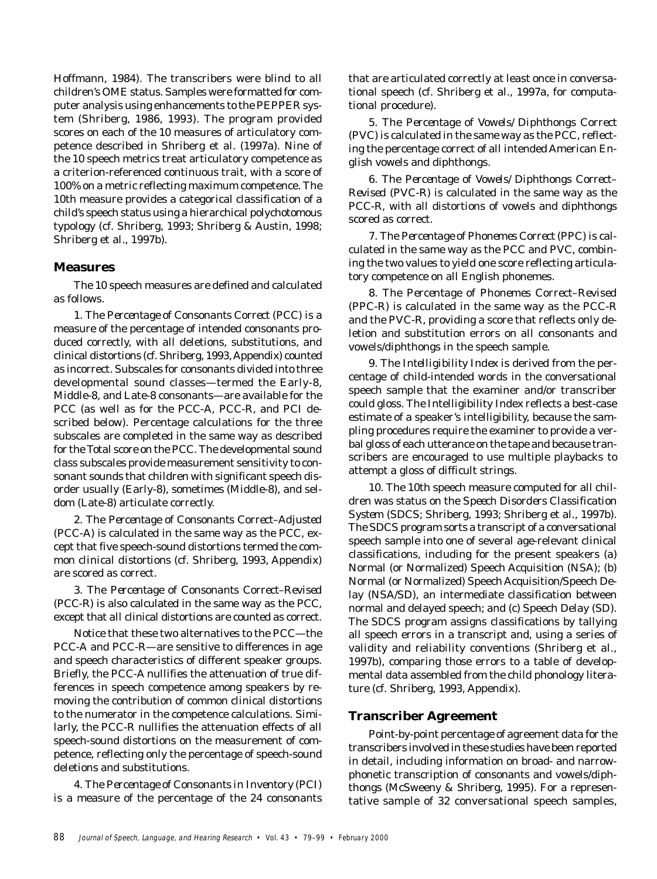Hoffmann, 1984). The transcribers were blind to all children's OME status. Samples were formatted for computer analysis using enhancements to the PEPPER system (Shriberg, 1986, 1993). The program provided scores on each of the 10 measures of articulatory competence described in Shriberg et al. (1997a). Nine of the 10 speech metrics treat articulatory competence as a criterion-referenced continuous trait, with a score of 100% on a metric reflecting maximum competence. The 10th measure provides a categorical classification of a child's speech status using a hierarchical polychotomous typology (cf. Shriberg, 1993; Shriberg & Austin, 1998; Shriberg et al., 1997b).

## Measures

The 10 speech measures are defined and calculated as follows.

1. The *Percentage of Consonants Correct* (PCC) is a measure of the percentage of intended consonants produced correctly, with all deletions, substitutions, and clinical distortions (cf. Shriberg, 1993, Appendix) counted as incorrect. Subscales for consonants divided into three developmental sound classes—termed the Early-8, Middle-8, and Late-8 consonants—are available for the PCC (as well as for the PCC-A, PCC-R, and PCI described below). Percentage calculations for the three subscales are completed in the same way as described for the Total score on the PCC. The developmental sound class subscales provide measurement sensitivity to consonant sounds that children with significant speech disorder usually (Early-8), sometimes (Middle-8), and seldom (Late-8) articulate correctly.

2. The *Percentage of Consonants Correct–Adjusted* (PCC-A) is calculated in the same way as the PCC, except that five speech-sound distortions termed the common clinical distortions (cf. Shriberg, 1993, Appendix) are scored as correct.

3. The *Percentage of Consonants Correct–Revised* (PCC-R) is also calculated in the same way as the PCC, except that all clinical distortions are counted as correct.

Notice that these two alternatives to the PCC—the PCC-A and PCC-R—are sensitive to differences in age and speech characteristics of different speaker groups. Briefly, the PCC-A nullifies the attenuation of true differences in speech competence among speakers by removing the contribution of common clinical distortions to the numerator in the competence calculations. Similarly, the PCC-R nullifies the attenuation effects of all speech-sound distortions on the measurement of competence, reflecting only the percentage of speech-sound deletions and substitutions.

4. The *Percentage of Consonants in Inventory* (PCI) is a measure of the percentage of the 24 consonants that are articulated correctly at least once in conversational speech (cf. Shriberg et al., 1997a, for computational procedure).

5. The *Percentage of Vowels/Diphthongs Correct* (PVC) is calculated in the same way as the PCC, reflecting the percentage correct of all intended American English vowels and diphthongs.

6. The *Percentage of Vowels/Diphthongs Correct–Revised* (PVC-R) is calculated in the same way as the PCC-R, with all distortions of vowels and diphthongs scored as correct.

7. The *Percentage of Phonemes Correct* (PPC) is calculated in the same way as the PCC and PVC, combining the two values to yield one score reflecting articulatory competence on all English phonemes.

8. The *Percentage of Phonemes Correct–Revised* (PPC-R) is calculated in the same way as the PCC-R and the PVC-R, providing a score that reflects only deletion and substitution errors on all consonants and vowels/diphthongs in the speech sample.

9. The *Intelligibility Index* is derived from the percentage of child-intended words in the conversational speech sample that the examiner and/or transcriber could gloss. The Intelligibility Index reflects a best-case estimate of a speaker's intelligibility, because the sampling procedures require the examiner to provide a verbal gloss of each utterance on the tape and because transcribers are encouraged to use multiple playbacks to attempt a gloss of difficult strings.

10. The 10th speech measure computed for all children was status on the *Speech Disorders Classification System* (SDCS; Shriberg, 1993; Shriberg et al., 1997b). The SDCS program sorts a transcript of a conversational speech sample into one of several age-relevant clinical classifications, including for the present speakers (a) Normal (or Normalized) Speech Acquisition (NSA); (b) Normal (or Normalized) Speech Acquisition/Speech Delay (NSA/SD), an intermediate classification between normal and delayed speech; and (c) Speech Delay (SD). The SDCS program assigns classifications by tallying all speech errors in a transcript and, using a series of validity and reliability conventions (Shriberg et al., 1997b), comparing those errors to a table of developmental data assembled from the child phonology literature (cf. Shriberg, 1993, Appendix).

## Transcriber Agreement

Point-by-point percentage of agreement data for the transcribers involved in these studies have been reported in detail, including information on broad- and narrow-phonetic transcription of consonants and vowels/diphthongs (McSweeny & Shriberg, 1995). For a representative sample of 32 conversational speech samples,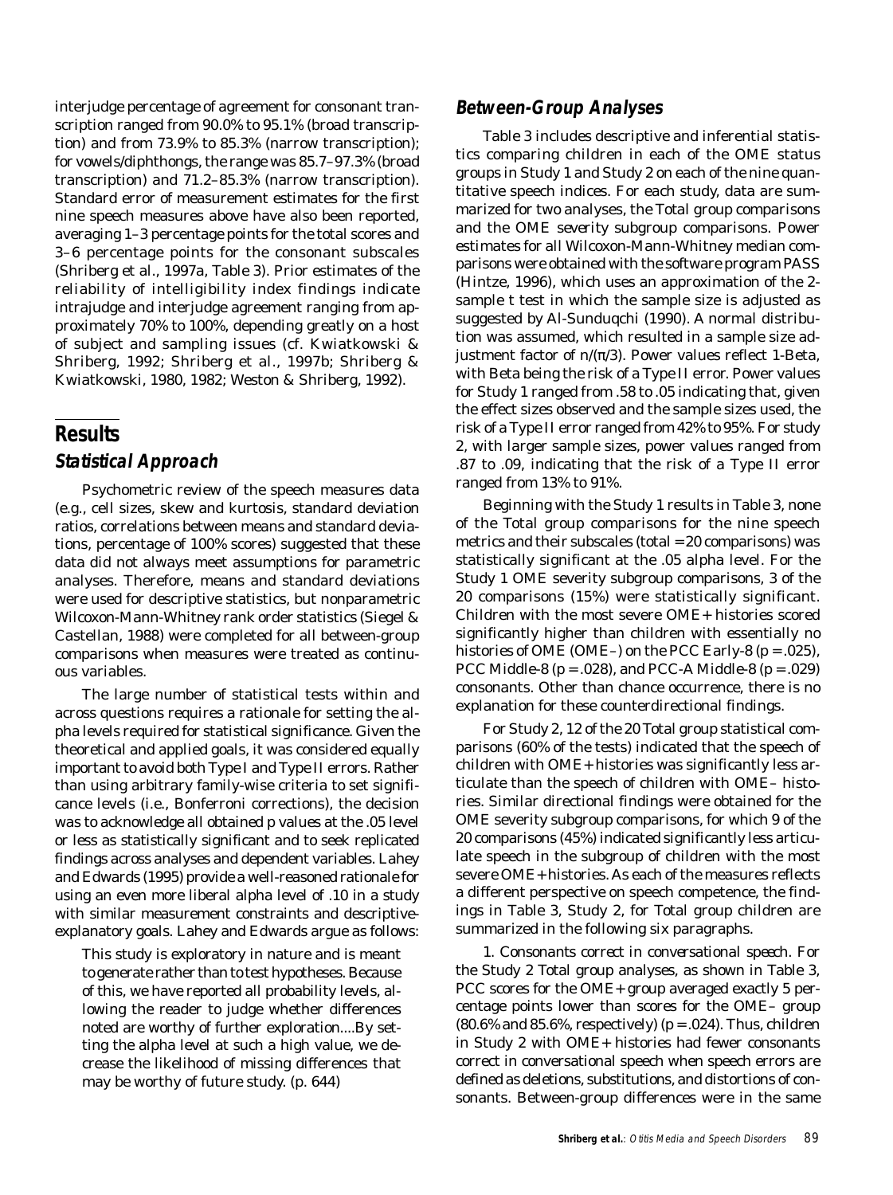interjudge percentage of agreement for consonant transcription ranged from 90.0% to 95.1% (broad transcription) and from 73.9% to 85.3% (narrow transcription); for vowels/diphthongs, the range was 85.7–97.3% (broad transcription) and 71.2–85.3% (narrow transcription). Standard error of measurement estimates for the first nine speech measures above have also been reported, averaging 1–3 percentage points for the total scores and 3–6 percentage points for the consonant subscales (Shriberg et al., 1997a, Table 3). Prior estimates of the reliability of intelligibility index findings indicate intrajudge and interjudge agreement ranging from approximately 70% to 100%, depending greatly on a host of subject and sampling issues (cf. Kwiatkowski & Shriberg, 1992; Shriberg et al., 1997b; Shriberg & Kwiatkowski, 1980, 1982; Weston & Shriberg, 1992).

# Results

## Statistical Approach

Psychometric review of the speech measures data (e.g., cell sizes, skew and kurtosis, standard deviation ratios, correlations between means and standard deviations, percentage of 100% scores) suggested that these data did not always meet assumptions for parametric analyses. Therefore, means and standard deviations were used for descriptive statistics, but nonparametric Wilcoxon-Mann-Whitney rank order statistics (Siegel & Castellan, 1988) were completed for all between-group comparisons when measures were treated as continuous variables.

The large number of statistical tests within and across questions requires a rationale for setting the alpha levels required for statistical significance. Given the theoretical and applied goals, it was considered equally important to avoid both Type I and Type II errors. Rather than using arbitrary family-wise criteria to set significance levels (i.e., Bonferroni corrections), the decision was to acknowledge all obtained p values at the .05 level or less as statistically significant and to seek replicated findings across analyses and dependent variables. Lahey and Edwards (1995) provide a well-reasoned rationale for using an even more liberal alpha level of .10 in a study with similar measurement constraints and descriptive-explanatory goals. Lahey and Edwards argue as follows:

> This study is exploratory in nature and is meant to generate rather than to test hypotheses. Because of this, we have reported all probability levels, allowing the reader to judge whether differences noted are worthy of further exploration....By setting the alpha level at such a high value, we decrease the likelihood of missing differences that may be worthy of future study. (p. 644)

## Between-Group Analyses

Table 3 includes descriptive and inferential statistics comparing children in each of the OME status groups in Study 1 and Study 2 on each of the nine quantitative speech indices. For each study, data are summarized for two analyses, the Total group comparisons and the OME severity subgroup comparisons. Power estimates for all Wilcoxon-Mann-Whitney median comparisons were obtained with the software program PASS (Hintze, 1996), which uses an approximation of the 2-sample t test in which the sample size is adjusted as suggested by Al-Sunduqchi (1990). A normal distribution was assumed, which resulted in a sample size adjustment factor of $n/(\pi/3)$. Power values reflect 1-Beta, with Beta being the risk of a Type II error. Power values for Study 1 ranged from .58 to .05 indicating that, given the effect sizes observed and the sample sizes used, the risk of a Type II error ranged from 42% to 95%. For study 2, with larger sample sizes, power values ranged from .87 to .09, indicating that the risk of a Type II error ranged from 13% to 91%.

Beginning with the Study 1 results in Table 3, none of the Total group comparisons for the nine speech metrics and their subscales (total = 20 comparisons) was statistically significant at the .05 alpha level. For the Study 1 OME severity subgroup comparisons, 3 of the 20 comparisons (15%) were statistically significant. Children with the most severe OME+ histories scored significantly higher than children with essentially no histories of OME (OME–) on the PCC Early-8 ($p = .025$), PCC Middle-8 ($p = .028$), and PCC-A Middle-8 ($p = .029$) consonants. Other than chance occurrence, there is no explanation for these counterdirectional findings.

For Study 2, 12 of the 20 Total group statistical comparisons (60% of the tests) indicated that the speech of children with OME+ histories was significantly less articulate than the speech of children with OME– histories. Similar directional findings were obtained for the OME severity subgroup comparisons, for which 9 of the 20 comparisons (45%) indicated significantly less articulate speech in the subgroup of children with the most severe OME+ histories. As each of the measures reflects a different perspective on speech competence, the findings in Table 3, Study 2, for Total group children are summarized in the following six paragraphs.

1. *Consonants correct in conversational speech.* For the Study 2 Total group analyses, as shown in Table 3, PCC scores for the OME+ group averaged exactly 5 percentage points lower than scores for the OME– group (80.6% and 85.6%, respectively) ($p = .024$). Thus, children in Study 2 with OME+ histories had fewer consonants correct in conversational speech when speech errors are defined as deletions, substitutions, and distortions of consonants. Between-group differences were in the same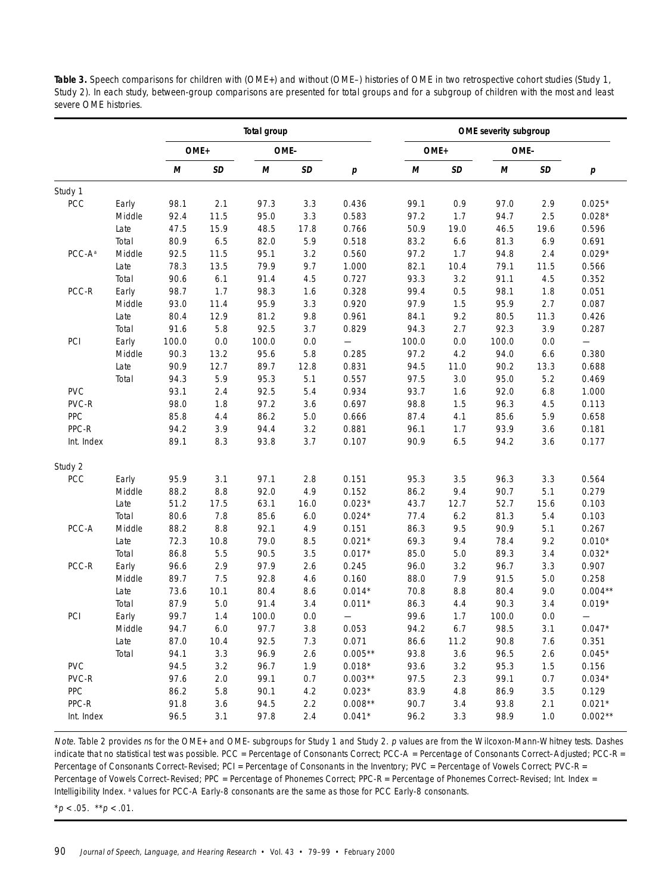**Table 3.** Speech comparisons for children with (OME+) and without (OME–) histories of OME in two retrospective cohort studies (Study 1, Study 2). In each study, between-group comparisons are presented for total groups and for a subgroup of children with the most and least severe OME histories.

| | | Total group | | | | | OME severity subgroup | | | | |
|---|---|---|---|---|---|---|---|---|---|---|---|
| | | OME+ | | OME- | | | OME+ | | OME- | | |
| | | *M* | *SD* | *M* | *SD* | *p* | *M* | *SD* | *M* | *SD* | *p* |
| Study 1 | | | | | | | | | | | |
| PCC | Early | 98.1 | 2.1 | 97.3 | 3.3 | 0.436 | 99.1 | 0.9 | 97.0 | 2.9 | 0.025* |
| | Middle | 92.4 | 11.5 | 95.0 | 3.3 | 0.583 | 97.2 | 1.7 | 94.7 | 2.5 | 0.028* |
| | Late | 47.5 | 15.9 | 48.5 | 17.8 | 0.766 | 50.9 | 19.0 | 46.5 | 19.6 | 0.596 |
| | Total | 80.9 | 6.5 | 82.0 | 5.9 | 0.518 | 83.2 | 6.6 | 81.3 | 6.9 | 0.691 |
| PCC-A[a] | Middle | 92.5 | 11.5 | 95.1 | 3.2 | 0.560 | 97.2 | 1.7 | 94.8 | 2.4 | 0.029* |
| | Late | 78.3 | 13.5 | 79.9 | 9.7 | 1.000 | 82.1 | 10.4 | 79.1 | 11.5 | 0.566 |
| | Total | 90.6 | 6.1 | 91.4 | 4.5 | 0.727 | 93.3 | 3.2 | 91.1 | 4.5 | 0.352 |
| PCC-R | Early | 98.7 | 1.7 | 98.3 | 1.6 | 0.328 | 99.4 | 0.5 | 98.1 | 1.8 | 0.051 |
| | Middle | 93.0 | 11.4 | 95.9 | 3.3 | 0.920 | 97.9 | 1.5 | 95.9 | 2.7 | 0.087 |
| | Late | 80.4 | 12.9 | 81.2 | 9.8 | 0.961 | 84.1 | 9.2 | 80.5 | 11.3 | 0.426 |
| | Total | 91.6 | 5.8 | 92.5 | 3.7 | 0.829 | 94.3 | 2.7 | 92.3 | 3.9 | 0.287 |
| PCI | Early | 100.0 | 0.0 | 100.0 | 0.0 | — | 100.0 | 0.0 | 100.0 | 0.0 | — |
| | Middle | 90.3 | 13.2 | 95.6 | 5.8 | 0.285 | 97.2 | 4.2 | 94.0 | 6.6 | 0.380 |
| | Late | 90.9 | 12.7 | 89.7 | 12.8 | 0.831 | 94.5 | 11.0 | 90.2 | 13.3 | 0.688 |
| | Total | 94.3 | 5.9 | 95.3 | 5.1 | 0.557 | 97.5 | 3.0 | 95.0 | 5.2 | 0.469 |
| PVC | | 93.1 | 2.4 | 92.5 | 5.4 | 0.934 | 93.7 | 1.6 | 92.0 | 6.8 | 1.000 |
| PVC-R | | 98.0 | 1.8 | 97.2 | 3.6 | 0.697 | 98.8 | 1.5 | 96.3 | 4.5 | 0.113 |
| PPC | | 85.8 | 4.4 | 86.2 | 5.0 | 0.666 | 87.4 | 4.1 | 85.6 | 5.9 | 0.658 |
| PPC-R | | 94.2 | 3.9 | 94.4 | 3.2 | 0.881 | 96.1 | 1.7 | 93.9 | 3.6 | 0.181 |
| Int. Index | | 89.1 | 8.3 | 93.8 | 3.7 | 0.107 | 90.9 | 6.5 | 94.2 | 3.6 | 0.177 |
| Study 2 | | | | | | | | | | | |
| PCC | Early | 95.9 | 3.1 | 97.1 | 2.8 | 0.151 | 95.3 | 3.5 | 96.3 | 3.3 | 0.564 |
| | Middle | 88.2 | 8.8 | 92.0 | 4.9 | 0.152 | 86.2 | 9.4 | 90.7 | 5.1 | 0.279 |
| | Late | 51.2 | 17.5 | 63.1 | 16.0 | 0.023* | 43.7 | 12.7 | 52.7 | 15.6 | 0.103 |
| | Total | 80.6 | 7.8 | 85.6 | 6.0 | 0.024* | 77.4 | 6.2 | 81.3 | 5.4 | 0.103 |
| PCC-A | Middle | 88.2 | 8.8 | 92.1 | 4.9 | 0.151 | 86.3 | 9.5 | 90.9 | 5.1 | 0.267 |
| | Late | 72.3 | 10.8 | 79.0 | 8.5 | 0.021* | 69.3 | 9.4 | 78.4 | 9.2 | 0.010* |
| | Total | 86.8 | 5.5 | 90.5 | 3.5 | 0.017* | 85.0 | 5.0 | 89.3 | 3.4 | 0.032* |
| PCC-R | Early | 96.6 | 2.9 | 97.9 | 2.6 | 0.245 | 96.0 | 3.2 | 96.7 | 3.3 | 0.907 |
| | Middle | 89.7 | 7.5 | 92.8 | 4.6 | 0.160 | 88.0 | 7.9 | 91.5 | 5.0 | 0.258 |
| | Late | 73.6 | 10.1 | 80.4 | 8.6 | 0.014* | 70.8 | 8.8 | 80.4 | 9.0 | 0.004** |
| | Total | 87.9 | 5.0 | 91.4 | 3.4 | 0.011* | 86.3 | 4.4 | 90.3 | 3.4 | 0.019* |
| PCI | Early | 99.7 | 1.4 | 100.0 | 0.0 | — | 99.6 | 1.7 | 100.0 | 0.0 | — |
| | Middle | 94.7 | 6.0 | 97.7 | 3.8 | 0.053 | 94.2 | 6.7 | 98.5 | 3.1 | 0.047* |
| | Late | 87.0 | 10.4 | 92.5 | 7.3 | 0.071 | 86.6 | 11.2 | 90.8 | 7.6 | 0.351 |
| | Total | 94.1 | 3.3 | 96.9 | 2.6 | 0.005** | 93.8 | 3.6 | 96.5 | 2.6 | 0.045* |
| PVC | | 94.5 | 3.2 | 96.7 | 1.9 | 0.018* | 93.6 | 3.2 | 95.3 | 1.5 | 0.156 |
| PVC-R | | 97.6 | 2.0 | 99.1 | 0.7 | 0.003** | 97.5 | 2.3 | 99.1 | 0.7 | 0.034* |
| PPC | | 86.2 | 5.8 | 90.1 | 4.2 | 0.023* | 83.9 | 4.8 | 86.9 | 3.5 | 0.129 |
| PPC-R | | 91.8 | 3.6 | 94.5 | 2.2 | 0.008** | 90.7 | 3.4 | 93.8 | 2.1 | 0.021* |
| Int. Index | | 96.5 | 3.1 | 97.8 | 2.4 | 0.041* | 96.2 | 3.3 | 98.9 | 1.0 | 0.002** |

*Note*. Table 2 provides *n*s for the OME+ and OME- subgroups for Study 1 and Study 2. *p* values are from the Wilcoxon-Mann-Whitney tests. Dashes indicate that no statistical test was possible. PCC = Percentage of Consonants Correct; PCC-A = Percentage of Consonants Correct–Adjusted; PCC-R = Percentage of Consonants Correct–Revised; PCI = Percentage of Consonants in the Inventory; PVC = Percentage of Vowels Correct; PVC-R = Percentage of Vowels Correct–Revised; PPC = Percentage of Phonemes Correct; PPC-R = Percentage of Phonemes Correct–Revised; Int. Index = Intelligibility Index. [a] values for PCC-A Early-8 consonants are the same as those for PCC Early-8 consonants.

*$p < .05$. **$p < .01$.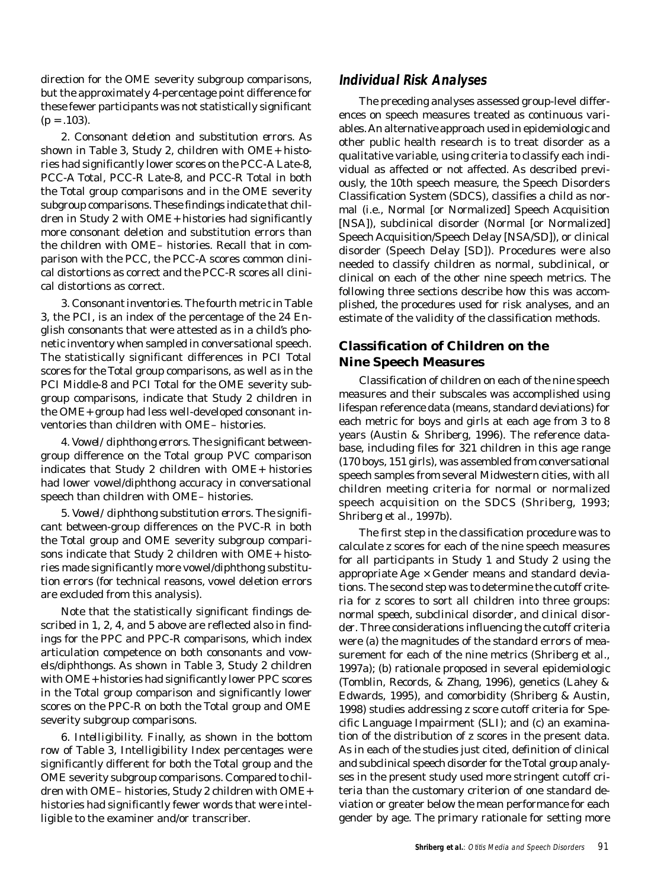direction for the OME severity subgroup comparisons, but the approximately 4-percentage point difference for these fewer participants was not statistically significant ($p = .103$).

2. *Consonant deletion and substitution errors.* As shown in Table 3, Study 2, children with OME+ histories had significantly lower scores on the PCC-A Late-8, PCC-A Total, PCC-R Late-8, and PCC-R Total in both the Total group comparisons and in the OME severity subgroup comparisons. These findings indicate that children in Study 2 with OME+ histories had significantly more consonant deletion and substitution errors than the children with OME– histories. Recall that in comparison with the PCC, the PCC-A scores common clinical distortions as correct and the PCC-R scores all clinical distortions as correct.

3. *Consonant inventories.* The fourth metric in Table 3, the PCI, is an index of the percentage of the 24 English consonants that were attested as in a child's phonetic inventory when sampled in conversational speech. The statistically significant differences in PCI Total scores for the Total group comparisons, as well as in the PCI Middle-8 and PCI Total for the OME severity subgroup comparisons, indicate that Study 2 children in the OME+ group had less well-developed consonant inventories than children with OME– histories.

4. *Vowel/diphthong errors.* The significant between-group difference on the Total group PVC comparison indicates that Study 2 children with OME+ histories had lower vowel/diphthong accuracy in conversational speech than children with OME– histories.

5. *Vowel/diphthong substitution errors.* The significant between-group differences on the PVC-R in both the Total group and OME severity subgroup comparisons indicate that Study 2 children with OME+ histories made significantly more vowel/diphthong substitution errors (for technical reasons, vowel deletion errors are excluded from this analysis).

Note that the statistically significant findings described in 1, 2, 4, and 5 above are reflected also in findings for the PPC and PPC-R comparisons, which index articulation competence on both consonants and vowels/diphthongs. As shown in Table 3, Study 2 children with OME+ histories had significantly lower PPC scores in the Total group comparison and significantly lower scores on the PPC-R on both the Total group and OME severity subgroup comparisons.

6. *Intelligibility.* Finally, as shown in the bottom row of Table 3, Intelligibility Index percentages were significantly different for both the Total group and the OME severity subgroup comparisons. Compared to children with OME– histories, Study 2 children with OME+ histories had significantly fewer words that were intelligible to the examiner and/or transcriber.

## Individual Risk Analyses

The preceding analyses assessed group-level differences on speech measures treated as continuous variables. An alternative approach used in epidemiologic and other public health research is to treat disorder as a qualitative variable, using criteria to classify each individual as affected or not affected. As described previously, the 10th speech measure, the Speech Disorders Classification System (SDCS), classifies a child as normal (i.e., Normal [or Normalized] Speech Acquisition [NSA]), subclinical disorder (Normal [or Normalized] Speech Acquisition/Speech Delay [NSA/SD]), or clinical disorder (Speech Delay [SD]). Procedures were also needed to classify children as normal, subclinical, or clinical on each of the other nine speech metrics. The following three sections describe how this was accomplished, the procedures used for risk analyses, and an estimate of the validity of the classification methods.

### Classification of Children on the Nine Speech Measures

Classification of children on each of the nine speech measures and their subscales was accomplished using lifespan reference data (means, standard deviations) for each metric for boys and girls at each age from 3 to 8 years (Austin & Shriberg, 1996). The reference database, including files for 321 children in this age range (170 boys, 151 girls), was assembled from conversational speech samples from several Midwestern cities, with all children meeting criteria for normal or normalized speech acquisition on the SDCS (Shriberg, 1993; Shriberg et al., 1997b).

The first step in the classification procedure was to calculate *z* scores for each of the nine speech measures for all participants in Study 1 and Study 2 using the appropriate Age × Gender means and standard deviations. The second step was to determine the cutoff criteria for *z* scores to sort all children into three groups: *normal speech*, *subclinical disorder*, and *clinical disorder*. Three considerations influencing the cutoff criteria were (a) the magnitudes of the standard errors of measurement for each of the nine metrics (Shriberg et al., 1997a); (b) rationale proposed in several epidemiologic (Tomblin, Records, & Zhang, 1996), genetics (Lahey & Edwards, 1995), and comorbidity (Shriberg & Austin, 1998) studies addressing *z* score cutoff criteria for Specific Language Impairment (SLI); and (c) an examination of the distribution of *z* scores in the present data. As in each of the studies just cited, definition of clinical and subclinical speech disorder for the Total group analyses in the present study used more stringent cutoff criteria than the customary criterion of one standard deviation or greater below the mean performance for each gender by age. The primary rationale for setting more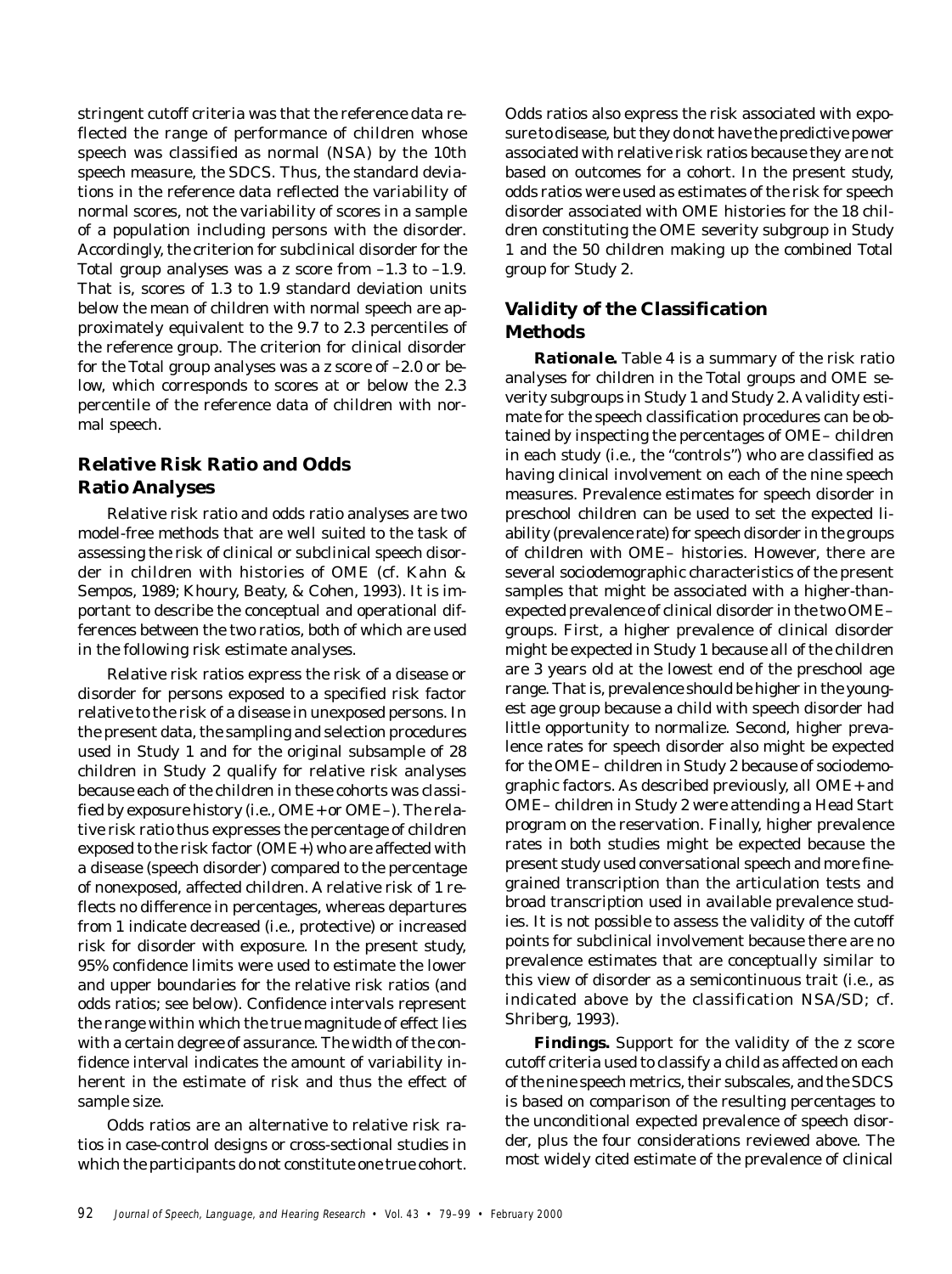stringent cutoff criteria was that the reference data reflected the range of performance of children whose speech was classified as normal (NSA) by the 10th speech measure, the SDCS. Thus, the standard deviations in the reference data reflected the variability of normal scores, not the variability of scores in a sample of a population including persons with the disorder. Accordingly, the criterion for subclinical disorder for the Total group analyses was a z score from –1.3 to –1.9. That is, scores of 1.3 to 1.9 standard deviation units below the mean of children with normal speech are approximately equivalent to the 9.7 to 2.3 percentiles of the reference group. The criterion for clinical disorder for the Total group analyses was a z score of –2.0 or below, which corresponds to scores at or below the 2.3 percentile of the reference data of children with normal speech.

## Relative Risk Ratio and Odds Ratio Analyses

Relative risk ratio and odds ratio analyses are two model-free methods that are well suited to the task of assessing the risk of clinical or subclinical speech disorder in children with histories of OME (cf. Kahn & Sempos, 1989; Khoury, Beaty, & Cohen, 1993). It is important to describe the conceptual and operational differences between the two ratios, both of which are used in the following risk estimate analyses.

Relative risk ratios express the risk of a disease or disorder for persons exposed to a specified risk factor relative to the risk of a disease in unexposed persons. In the present data, the sampling and selection procedures used in Study 1 and for the original subsample of 28 children in Study 2 qualify for relative risk analyses because each of the children in these cohorts was classified by exposure history (i.e., OME+ or OME–). The relative risk ratio thus expresses the percentage of children exposed to the risk factor (OME+) who are affected with a disease (speech disorder) compared to the percentage of nonexposed, affected children. A relative risk of 1 reflects no difference in percentages, whereas departures from 1 indicate decreased (i.e., protective) or increased risk for disorder with exposure. In the present study, 95% confidence limits were used to estimate the lower and upper boundaries for the relative risk ratios (and odds ratios; see below). Confidence intervals represent the range within which the true magnitude of effect lies with a certain degree of assurance. The width of the confidence interval indicates the amount of variability inherent in the estimate of risk and thus the effect of sample size.

Odds ratios are an alternative to relative risk ratios in case-control designs or cross-sectional studies in which the participants do not constitute one true cohort. Odds ratios also express the risk associated with exposure to disease, but they do not have the predictive power associated with relative risk ratios because they are not based on outcomes for a cohort. In the present study, odds ratios were used as estimates of the risk for speech disorder associated with OME histories for the 18 children constituting the OME severity subgroup in Study 1 and the 50 children making up the combined Total group for Study 2.

## Validity of the Classification Methods

**Rationale.** Table 4 is a summary of the risk ratio analyses for children in the Total groups and OME severity subgroups in Study 1 and Study 2. A validity estimate for the speech classification procedures can be obtained by inspecting the percentages of OME– children in each study (i.e., the "controls") who are classified as having clinical involvement on each of the nine speech measures. Prevalence estimates for speech disorder in preschool children can be used to set the expected liability (prevalence rate) for speech disorder in the groups of children with OME– histories. However, there are several sociodemographic characteristics of the present samples that might be associated with a higher-than-expected prevalence of clinical disorder in the two OME– groups. First, a higher prevalence of clinical disorder might be expected in Study 1 because all of the children are 3 years old at the lowest end of the preschool age range. That is, prevalence should be higher in the youngest age group because a child with speech disorder had little opportunity to normalize. Second, higher prevalence rates for speech disorder also might be expected for the OME– children in Study 2 because of sociodemographic factors. As described previously, all OME+ and OME– children in Study 2 were attending a Head Start program on the reservation. Finally, higher prevalence rates in both studies might be expected because the present study used conversational speech and more fine-grained transcription than the articulation tests and broad transcription used in available prevalence studies. It is not possible to assess the validity of the cutoff points for subclinical involvement because there are no prevalence estimates that are conceptually similar to this view of disorder as a semicontinuous trait (i.e., as indicated above by the classification NSA/SD; cf. Shriberg, 1993).

**Findings.** Support for the validity of the z score cutoff criteria used to classify a child as affected on each of the nine speech metrics, their subscales, and the SDCS is based on comparison of the resulting percentages to the unconditional expected prevalence of speech disorder, plus the four considerations reviewed above. The most widely cited estimate of the prevalence of clinical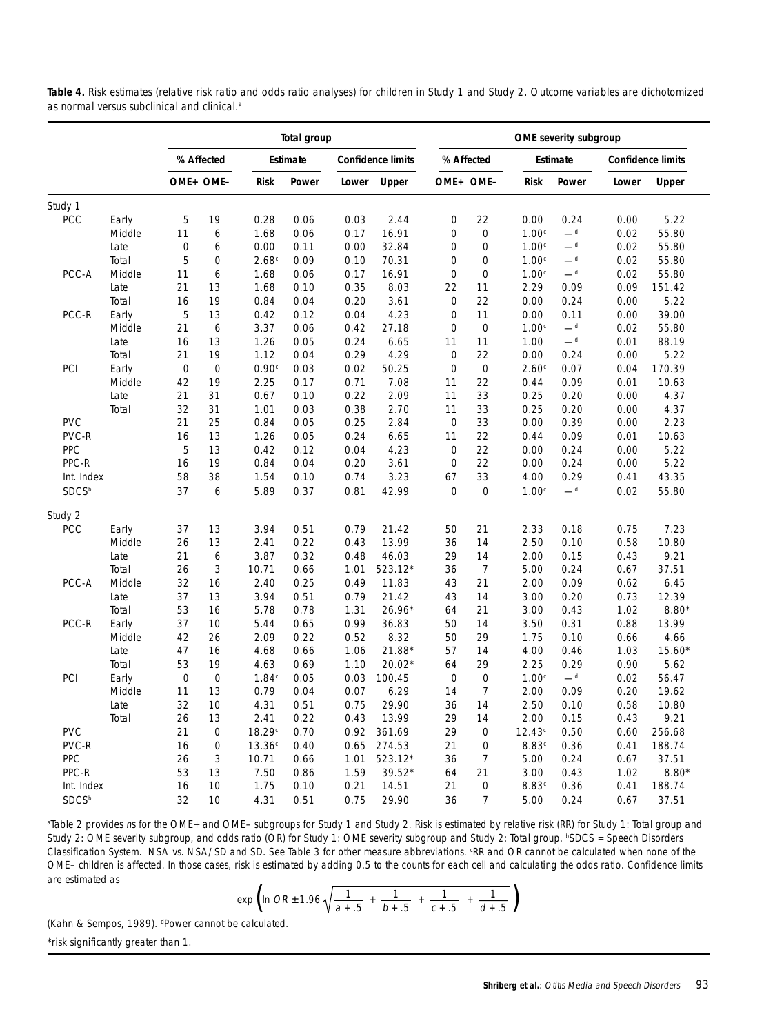**Table 4.** Risk estimates (relative risk ratio and odds ratio analyses) for children in Study 1 and Study 2. Outcome variables are dichotomized as normal versus subclinical and clinical.[a]

| | | Total group | | | | | | OME severity subgroup | | | | | |
|---|---|---|---|---|---|---|---|---|---|---|---|---|---|
| | | % Affected | | Estimate | | Confidence limits | | % Affected | | Estimate | | Confidence limits | |
| | | OME+ | OME– | Risk | Power | Lower | Upper | OME+ | OME– | Risk | Power | Lower | Upper |
| Study 1 | | | | | | | | | | | | | |
| PCC | Early | 5 | 19 | 0.28 | 0.06 | 0.03 | 2.44 | 0 | 22 | 0.00 | 0.24 | 0.00 | 5.22 |
| | Middle | 11 | 6 | 1.68 | 0.06 | 0.17 | 16.91 | 0 | 0 | 1.00[c] | —[d] | 0.02 | 55.80 |
| | Late | 0 | 6 | 0.00 | 0.11 | 0.00 | 32.84 | 0 | 0 | 1.00[c] | —[d] | 0.02 | 55.80 |
| | Total | 5 | 0 | 2.68[c] | 0.09 | 0.10 | 70.31 | 0 | 0 | 1.00[c] | —[d] | 0.02 | 55.80 |
| PCC-A | Middle | 11 | 6 | 1.68 | 0.06 | 0.17 | 16.91 | 0 | 0 | 1.00[c] | —[d] | 0.02 | 55.80 |
| | Late | 21 | 13 | 1.68 | 0.10 | 0.35 | 8.03 | 22 | 11 | 2.29 | 0.09 | 0.09 | 151.42 |
| | Total | 16 | 19 | 0.84 | 0.04 | 0.20 | 3.61 | 0 | 22 | 0.00 | 0.24 | 0.00 | 5.22 |
| PCC-R | Early | 5 | 13 | 0.42 | 0.12 | 0.04 | 4.23 | 0 | 11 | 0.00 | 0.11 | 0.00 | 39.00 |
| | Middle | 21 | 6 | 3.37 | 0.06 | 0.42 | 27.18 | 0 | 0 | 1.00[c] | —[d] | 0.02 | 55.80 |
| | Late | 16 | 13 | 1.26 | 0.05 | 0.24 | 6.65 | 11 | 11 | 1.00 | —[d] | 0.01 | 88.19 |
| | Total | 21 | 19 | 1.12 | 0.04 | 0.29 | 4.29 | 0 | 22 | 0.00 | 0.24 | 0.00 | 5.22 |
| PCI | Early | 0 | 0 | 0.90[c] | 0.03 | 0.02 | 50.25 | 0 | 0 | 2.60[c] | 0.07 | 0.04 | 170.39 |
| | Middle | 42 | 19 | 2.25 | 0.17 | 0.71 | 7.08 | 11 | 22 | 0.44 | 0.09 | 0.01 | 10.63 |
| | Late | 21 | 31 | 0.67 | 0.10 | 0.22 | 2.09 | 11 | 33 | 0.25 | 0.20 | 0.00 | 4.37 |
| | Total | 32 | 31 | 1.01 | 0.03 | 0.38 | 2.70 | 11 | 33 | 0.25 | 0.20 | 0.00 | 4.37 |
| PVC | | 21 | 25 | 0.84 | 0.05 | 0.25 | 2.84 | 0 | 33 | 0.00 | 0.39 | 0.00 | 2.23 |
| PVC-R | | 16 | 13 | 1.26 | 0.05 | 0.24 | 6.65 | 11 | 22 | 0.44 | 0.09 | 0.01 | 10.63 |
| PPC | | 5 | 13 | 0.42 | 0.12 | 0.04 | 4.23 | 0 | 22 | 0.00 | 0.24 | 0.00 | 5.22 |
| PPC-R | | 16 | 19 | 0.84 | 0.04 | 0.20 | 3.61 | 0 | 22 | 0.00 | 0.24 | 0.00 | 5.22 |
| Int. Index | | 58 | 38 | 1.54 | 0.10 | 0.74 | 3.23 | 67 | 33 | 4.00 | 0.29 | 0.41 | 43.35 |
| SDCS[b] | | 37 | 6 | 5.89 | 0.37 | 0.81 | 42.99 | 0 | 0 | 1.00[c] | —[d] | 0.02 | 55.80 |
| Study 2 | | | | | | | | | | | | | |
| PCC | Early | 37 | 13 | 3.94 | 0.51 | 0.79 | 21.42 | 50 | 21 | 2.33 | 0.18 | 0.75 | 7.23 |
| | Middle | 26 | 13 | 2.41 | 0.22 | 0.43 | 13.99 | 36 | 14 | 2.50 | 0.10 | 0.58 | 10.80 |
| | Late | 21 | 6 | 3.87 | 0.32 | 0.48 | 46.03 | 29 | 14 | 2.00 | 0.15 | 0.43 | 9.21 |
| | Total | 26 | 3 | 10.71 | 0.66 | 1.01 | 523.12* | 36 | 7 | 5.00 | 0.24 | 0.67 | 37.51 |
| PCC-A | Middle | 32 | 16 | 2.40 | 0.25 | 0.49 | 11.83 | 43 | 21 | 2.00 | 0.09 | 0.62 | 6.45 |
| | Late | 37 | 13 | 3.94 | 0.51 | 0.79 | 21.42 | 43 | 14 | 3.00 | 0.20 | 0.73 | 12.39 |
| | Total | 53 | 16 | 5.78 | 0.78 | 1.31 | 26.96* | 64 | 21 | 3.00 | 0.43 | 1.02 | 8.80* |
| PCC-R | Early | 37 | 10 | 5.44 | 0.65 | 0.99 | 36.83 | 50 | 14 | 3.50 | 0.31 | 0.88 | 13.99 |
| | Middle | 42 | 26 | 2.09 | 0.22 | 0.52 | 8.32 | 50 | 29 | 1.75 | 0.10 | 0.66 | 4.66 |
| | Late | 47 | 16 | 4.68 | 0.66 | 1.06 | 21.88* | 57 | 14 | 4.00 | 0.46 | 1.03 | 15.60* |
| | Total | 53 | 19 | 4.63 | 0.69 | 1.10 | 20.02* | 64 | 29 | 2.25 | 0.29 | 0.90 | 5.62 |
| PCI | Early | 0 | 0 | 1.84[c] | 0.05 | 0.03 | 100.45 | 0 | 0 | 1.00[c] | —[d] | 0.02 | 56.47 |
| | Middle | 11 | 13 | 0.79 | 0.04 | 0.07 | 6.29 | 14 | 7 | 2.00 | 0.09 | 0.20 | 19.62 |
| | Late | 32 | 10 | 4.31 | 0.51 | 0.75 | 29.90 | 36 | 14 | 2.50 | 0.10 | 0.58 | 10.80 |
| | Total | 26 | 13 | 2.41 | 0.22 | 0.43 | 13.99 | 29 | 14 | 2.00 | 0.15 | 0.43 | 9.21 |
| PVC | | 21 | 0 | 18.29[c] | 0.70 | 0.92 | 361.69 | 29 | 0 | 12.43[c] | 0.50 | 0.60 | 256.68 |
| PVC-R | | 16 | 0 | 13.36[c] | 0.40 | 0.65 | 274.53 | 21 | 0 | 8.83[c] | 0.36 | 0.41 | 188.74 |
| PPC | | 26 | 3 | 10.71 | 0.66 | 1.01 | 523.12* | 36 | 7 | 5.00 | 0.24 | 0.67 | 37.51 |
| PPC-R | | 53 | 13 | 7.50 | 0.86 | 1.59 | 39.52* | 64 | 21 | 3.00 | 0.43 | 1.02 | 8.80* |
| Int. Index | | 16 | 10 | 1.75 | 0.10 | 0.21 | 14.51 | 21 | 0 | 8.83[c] | 0.36 | 0.41 | 188.74 |
| SDCS[b] | | 32 | 10 | 4.31 | 0.51 | 0.75 | 29.90 | 36 | 7 | 5.00 | 0.24 | 0.67 | 37.51 |

[a]Table 2 provides *n*s for the OME+ and OME– subgroups for Study 1 and Study 2. Risk is estimated by relative risk (RR) for Study 1: Total group and Study 2: OME severity subgroup, and odds ratio (OR) for Study 1: OME severity subgroup and Study 2: Total group. [b]SDCS = Speech Disorders Classification System. NSA vs. NSA/SD and SD. See Table 3 for other measure abbreviations. [c]RR and OR cannot be calculated when none of the OME– children is affected. In those cases, risk is estimated by adding 0.5 to the counts for each cell and calculating the odds ratio. Confidence limits are estimated as

$$\exp\left(\ln OR \pm 1.96\sqrt{\frac{1}{a+.5}+\frac{1}{b+.5}+\frac{1}{c+.5}+\frac{1}{d+.5}}\right)$$

(Kahn & Sempos, 1989). [d]Power cannot be calculated.

*risk significantly greater than 1.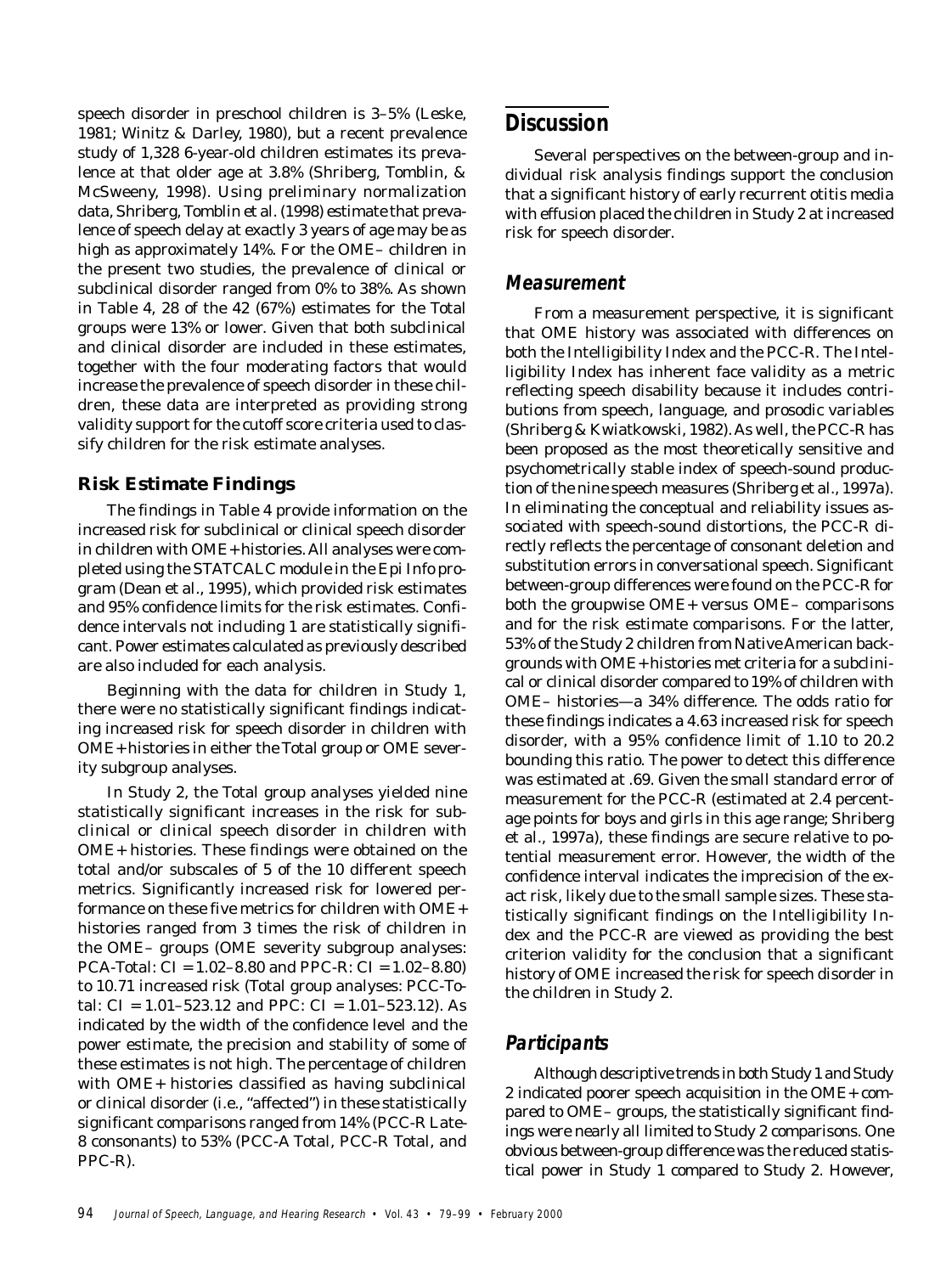speech disorder in preschool children is 3–5% (Leske, 1981; Winitz & Darley, 1980), but a recent prevalence study of 1,328 6-year-old children estimates its prevalence at that older age at 3.8% (Shriberg, Tomblin, & McSweeny, 1998). Using preliminary normalization data, Shriberg, Tomblin et al. (1998) estimate that prevalence of speech delay at exactly 3 years of age may be as high as approximately 14%. For the OME– children in the present two studies, the prevalence of clinical or subclinical disorder ranged from 0% to 38%. As shown in Table 4, 28 of the 42 (67%) estimates for the Total groups were 13% or lower. Given that both subclinical and clinical disorder are included in these estimates, together with the four moderating factors that would increase the prevalence of speech disorder in these children, these data are interpreted as providing strong validity support for the cutoff score criteria used to classify children for the risk estimate analyses.

### Risk Estimate Findings

The findings in Table 4 provide information on the increased risk for subclinical or clinical speech disorder in children with OME+ histories. All analyses were completed using the STATCALC module in the Epi Info program (Dean et al., 1995), which provided risk estimates and 95% confidence limits for the risk estimates. Confidence intervals not including 1 are statistically significant. Power estimates calculated as previously described are also included for each analysis.

Beginning with the data for children in Study 1, there were no statistically significant findings indicating increased risk for speech disorder in children with OME+ histories in either the Total group or OME severity subgroup analyses.

In Study 2, the Total group analyses yielded nine statistically significant increases in the risk for subclinical or clinical speech disorder in children with OME+ histories. These findings were obtained on the total and/or subscales of 5 of the 10 different speech metrics. Significantly increased risk for lowered performance on these five metrics for children with OME+ histories ranged from 3 times the risk of children in the OME– groups (OME severity subgroup analyses: PCA-Total: CI = 1.02–8.80 and PPC-R: CI = 1.02–8.80) to 10.71 increased risk (Total group analyses: PCC-Total: CI = 1.01–523.12 and PPC: CI = 1.01–523.12). As indicated by the width of the confidence level and the power estimate, the precision and stability of some of these estimates is not high. The percentage of children with OME+ histories classified as having subclinical or clinical disorder (i.e., "affected") in these statistically significant comparisons ranged from 14% (PCC-R Late-8 consonants) to 53% (PCC-A Total, PCC-R Total, and PPC-R).

## Discussion

Several perspectives on the between-group and individual risk analysis findings support the conclusion that a significant history of early recurrent otitis media with effusion placed the children in Study 2 at increased risk for speech disorder.

### *Measurement*

From a measurement perspective, it is significant that OME history was associated with differences on both the Intelligibility Index and the PCC-R. The Intelligibility Index has inherent face validity as a metric reflecting speech disability because it includes contributions from speech, language, and prosodic variables (Shriberg & Kwiatkowski, 1982). As well, the PCC-R has been proposed as the most theoretically sensitive and psychometrically stable index of speech-sound production of the nine speech measures (Shriberg et al., 1997a). In eliminating the conceptual and reliability issues associated with speech-sound distortions, the PCC-R directly reflects the percentage of consonant deletion and substitution errors in conversational speech. Significant between-group differences were found on the PCC-R for both the groupwise OME+ versus OME– comparisons and for the risk estimate comparisons. For the latter, 53% of the Study 2 children from Native American backgrounds with OME+ histories met criteria for a subclinical or clinical disorder compared to 19% of children with OME– histories—a 34% difference. The odds ratio for these findings indicates a 4.63 increased risk for speech disorder, with a 95% confidence limit of 1.10 to 20.2 bounding this ratio. The power to detect this difference was estimated at .69. Given the small standard error of measurement for the PCC-R (estimated at 2.4 percentage points for boys and girls in this age range; Shriberg et al., 1997a), these findings are secure relative to potential measurement error. However, the width of the confidence interval indicates the imprecision of the exact risk, likely due to the small sample sizes. These statistically significant findings on the Intelligibility Index and the PCC-R are viewed as providing the best criterion validity for the conclusion that a significant history of OME increased the risk for speech disorder in the children in Study 2.

### *Participants*

Although descriptive trends in both Study 1 and Study 2 indicated poorer speech acquisition in the OME+ compared to OME– groups, the statistically significant findings were nearly all limited to Study 2 comparisons. One obvious between-group difference was the reduced statistical power in Study 1 compared to Study 2. However,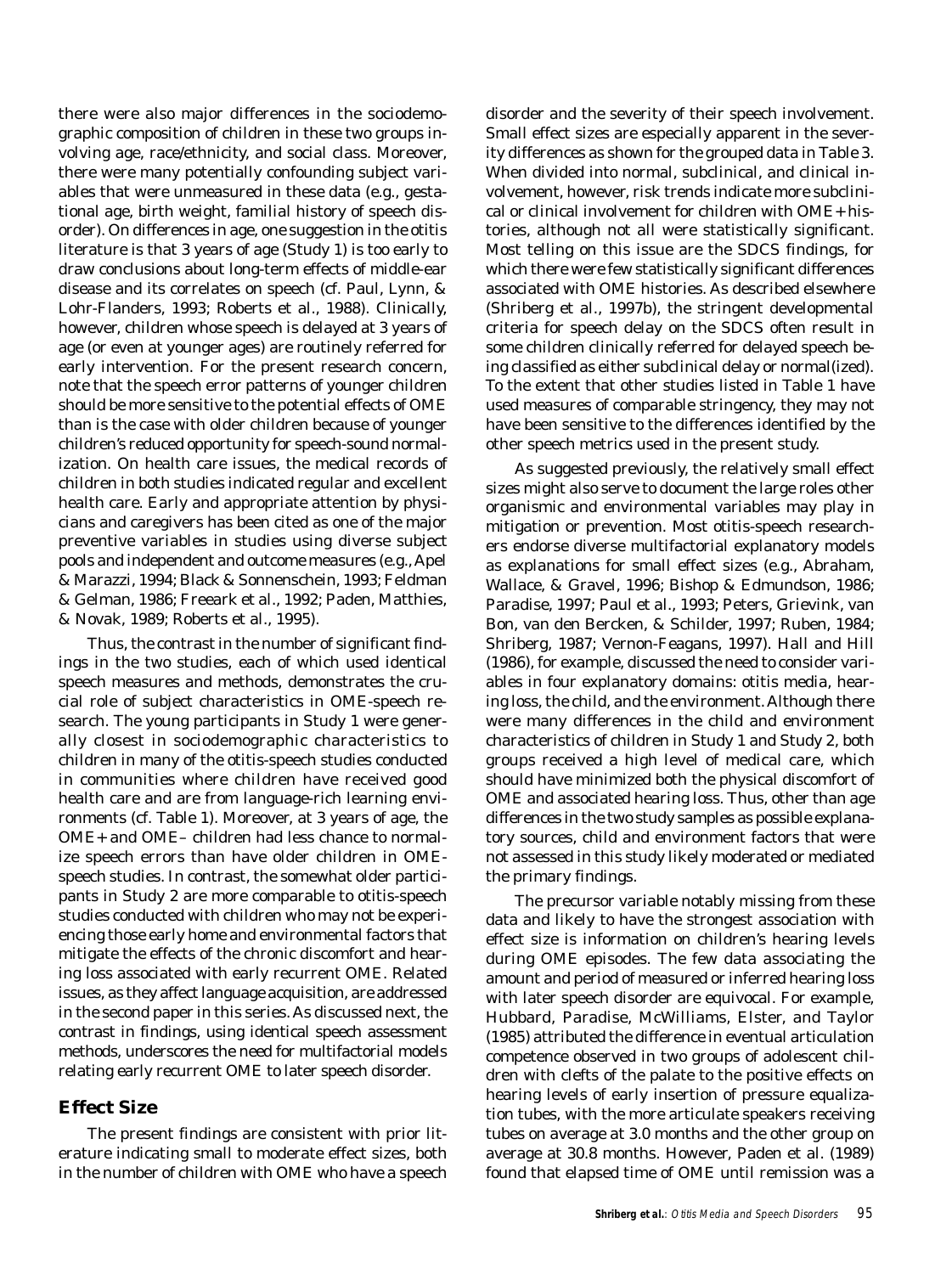there were also major differences in the sociodemographic composition of children in these two groups involving age, race/ethnicity, and social class. Moreover, there were many potentially confounding subject variables that were unmeasured in these data (e.g., gestational age, birth weight, familial history of speech disorder). On differences in age, one suggestion in the otitis literature is that 3 years of age (Study 1) is too early to draw conclusions about long-term effects of middle-ear disease and its correlates on speech (cf. Paul, Lynn, & Lohr-Flanders, 1993; Roberts et al., 1988). Clinically, however, children whose speech is delayed at 3 years of age (or even at younger ages) are routinely referred for early intervention. For the present research concern, note that the speech error patterns of younger children should be more sensitive to the potential effects of OME than is the case with older children because of younger children's reduced opportunity for speech-sound normalization. On health care issues, the medical records of children in both studies indicated regular and excellent health care. Early and appropriate attention by physicians and caregivers has been cited as one of the major preventive variables in studies using diverse subject pools and independent and outcome measures (e.g., Apel & Marazzi, 1994; Black & Sonnenschein, 1993; Feldman & Gelman, 1986; Freeark et al., 1992; Paden, Matthies, & Novak, 1989; Roberts et al., 1995).

Thus, the contrast in the number of significant findings in the two studies, each of which used identical speech measures and methods, demonstrates the crucial role of subject characteristics in OME-speech research. The young participants in Study 1 were generally closest in sociodemographic characteristics to children in many of the otitis-speech studies conducted in communities where children have received good health care and are from language-rich learning environments (cf. Table 1). Moreover, at 3 years of age, the OME+ and OME– children had less chance to normalize speech errors than have older children in OME-speech studies. In contrast, the somewhat older participants in Study 2 are more comparable to otitis-speech studies conducted with children who may not be experiencing those early home and environmental factors that mitigate the effects of the chronic discomfort and hearing loss associated with early recurrent OME. Related issues, as they affect language acquisition, are addressed in the second paper in this series. As discussed next, the contrast in findings, using identical speech assessment methods, underscores the need for multifactorial models relating early recurrent OME to later speech disorder.

## Effect Size

The present findings are consistent with prior literature indicating small to moderate effect sizes, both in the number of children with OME who have a speech disorder and the severity of their speech involvement. Small effect sizes are especially apparent in the severity differences as shown for the grouped data in Table 3. When divided into normal, subclinical, and clinical involvement, however, risk trends indicate more subclinical or clinical involvement for children with OME+ histories, although not all were statistically significant. Most telling on this issue are the SDCS findings, for which there were few statistically significant differences associated with OME histories. As described elsewhere (Shriberg et al., 1997b), the stringent developmental criteria for speech delay on the SDCS often result in some children clinically referred for delayed speech being classified as either subclinical delay or normal(ized). To the extent that other studies listed in Table 1 have used measures of comparable stringency, they may not have been sensitive to the differences identified by the other speech metrics used in the present study.

As suggested previously, the relatively small effect sizes might also serve to document the large roles other organismic and environmental variables may play in mitigation or prevention. Most otitis-speech researchers endorse diverse multifactorial explanatory models as explanations for small effect sizes (e.g., Abraham, Wallace, & Gravel, 1996; Bishop & Edmundson, 1986; Paradise, 1997; Paul et al., 1993; Peters, Grievink, van Bon, van den Bercken, & Schilder, 1997; Ruben, 1984; Shriberg, 1987; Vernon-Feagans, 1997). Hall and Hill (1986), for example, discussed the need to consider variables in four explanatory domains: otitis media, hearing loss, the child, and the environment. Although there were many differences in the child and environment characteristics of children in Study 1 and Study 2, both groups received a high level of medical care, which should have minimized both the physical discomfort of OME and associated hearing loss. Thus, other than age differences in the two study samples as possible explanatory sources, child and environment factors that were not assessed in this study likely moderated or mediated the primary findings.

The precursor variable notably missing from these data and likely to have the strongest association with effect size is information on children's hearing levels during OME episodes. The few data associating the amount and period of measured or inferred hearing loss with later speech disorder are equivocal. For example, Hubbard, Paradise, McWilliams, Elster, and Taylor (1985) attributed the difference in eventual articulation competence observed in two groups of adolescent children with clefts of the palate to the positive effects on hearing levels of early insertion of pressure equalization tubes, with the more articulate speakers receiving tubes on average at 3.0 months and the other group on average at 30.8 months. However, Paden et al. (1989) found that elapsed time of OME until remission was a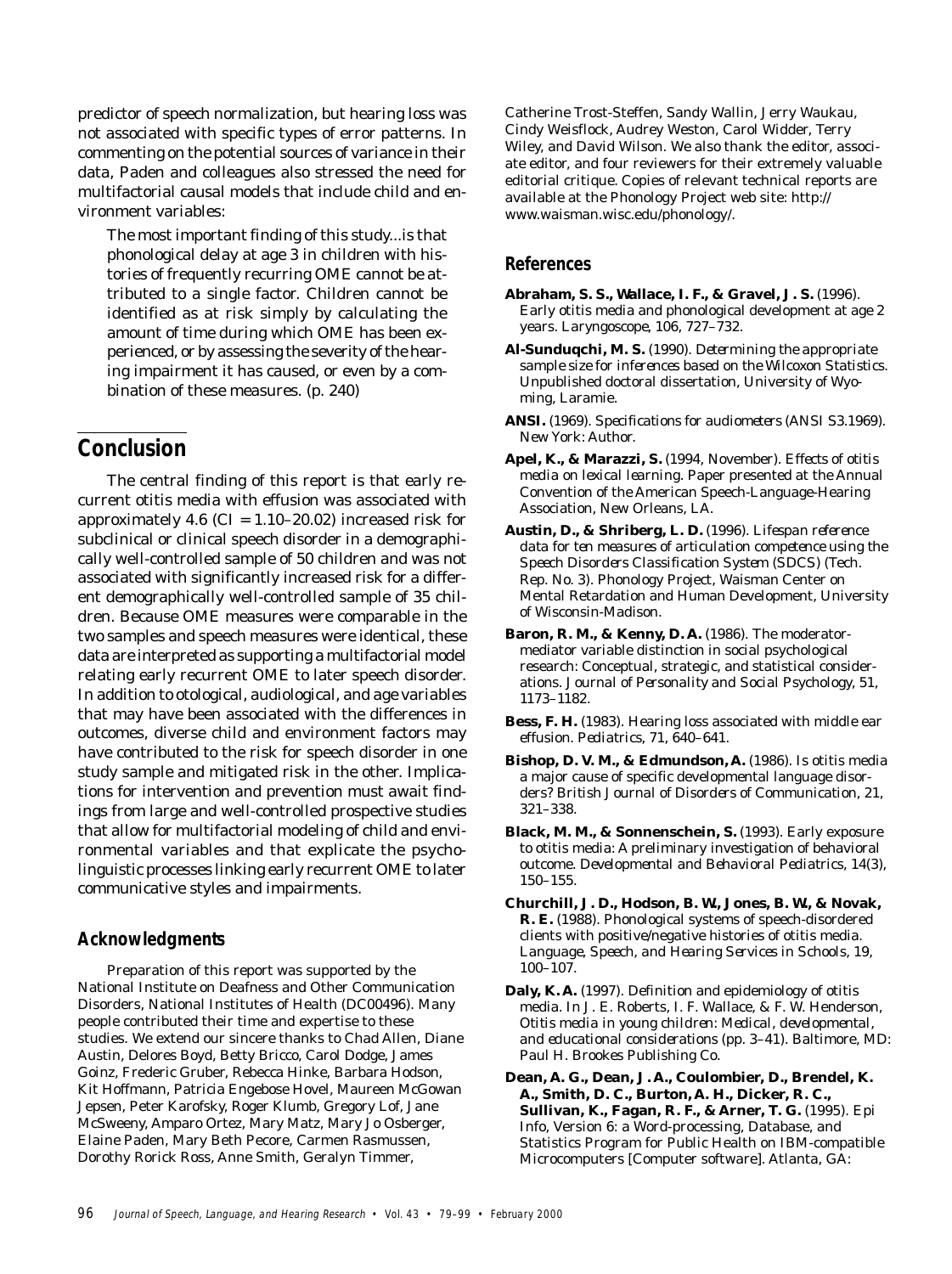predictor of speech normalization, but hearing loss was not associated with specific types of error patterns. In commenting on the potential sources of variance in their data, Paden and colleagues also stressed the need for multifactorial causal models that include child and environment variables:

> The most important finding of this study...is that phonological delay at age 3 in children with histories of frequently recurring OME cannot be attributed to a single factor. Children cannot be identified as at risk simply by calculating the amount of time during which OME has been experienced, or by assessing the severity of the hearing impairment it has caused, or even by a combination of these measures. (p. 240)

## Conclusion

The central finding of this report is that early recurrent otitis media with effusion was associated with approximately 4.6 (CI = 1.10–20.02) increased risk for subclinical or clinical speech disorder in a demographically well-controlled sample of 50 children and was not associated with significantly increased risk for a different demographically well-controlled sample of 35 children. Because OME measures were comparable in the two samples and speech measures were identical, these data are interpreted as supporting a multifactorial model relating early recurrent OME to later speech disorder. In addition to otological, audiological, and age variables that may have been associated with the differences in outcomes, diverse child and environment factors may have contributed to the risk for speech disorder in one study sample and mitigated risk in the other. Implications for intervention and prevention must await findings from large and well-controlled prospective studies that allow for multifactorial modeling of child and environmental variables and that explicate the psycholinguistic processes linking early recurrent OME to later communicative styles and impairments.

### Acknowledgments

Preparation of this report was supported by the National Institute on Deafness and Other Communication Disorders, National Institutes of Health (DC00496). Many people contributed their time and expertise to these studies. We extend our sincere thanks to Chad Allen, Diane Austin, Delores Boyd, Betty Bricco, Carol Dodge, James Goinz, Frederic Gruber, Rebecca Hinke, Barbara Hodson, Kit Hoffmann, Patricia Engebose Hovel, Maureen McGowan Jepsen, Peter Karofsky, Roger Klumb, Gregory Lof, Jane McSweeny, Amparo Ortez, Mary Matz, Mary Jo Osberger, Elaine Paden, Mary Beth Pecore, Carmen Rasmussen, Dorothy Rorick Ross, Anne Smith, Geralyn Timmer, Catherine Trost-Steffen, Sandy Wallin, Jerry Waukau, Cindy Weisflock, Audrey Weston, Carol Widder, Terry Wiley, and David Wilson. We also thank the editor, associate editor, and four reviewers for their extremely valuable editorial critique. Copies of relevant technical reports are available at the Phonology Project web site: http://www.waisman.wisc.edu/phonology/.

### References

**Abraham, S. S., Wallace, I. F., & Gravel, J. S.** (1996). Early otitis media and phonological development at age 2 years. *Laryngoscope, 106*, 727–732.

**Al-Sunduqchi, M. S.** (1990). *Determining the appropriate sample size for inferences based on the Wilcoxon Statistics.* Unpublished doctoral dissertation, University of Wyoming, Laramie.

**ANSI.** (1969). *Specifications for audiometers* (ANSI S3.1969). New York: Author.

**Apel, K., & Marazzi, S.** (1994, November). *Effects of otitis media on lexical learning.* Paper presented at the Annual Convention of the American Speech-Language-Hearing Association, New Orleans, LA.

**Austin, D., & Shriberg, L. D.** (1996). *Lifespan reference data for ten measures of articulation competence using the Speech Disorders Classification System (SDCS)* (Tech. Rep. No. 3). Phonology Project, Waisman Center on Mental Retardation and Human Development, University of Wisconsin-Madison.

**Baron, R. M., & Kenny, D. A.** (1986). The moderator-mediator variable distinction in social psychological research: Conceptual, strategic, and statistical considerations. *Journal of Personality and Social Psychology, 51*, 1173–1182.

**Bess, F. H.** (1983). Hearing loss associated with middle ear effusion. *Pediatrics, 71*, 640–641.

**Bishop, D. V. M., & Edmundson, A.** (1986). Is otitis media a major cause of specific developmental language disorders? *British Journal of Disorders of Communication, 21*, 321–338.

**Black, M. M., & Sonnenschein, S.** (1993). Early exposure to otitis media: A preliminary investigation of behavioral outcome. *Developmental and Behavioral Pediatrics, 14*(3), 150–155.

**Churchill, J. D., Hodson, B. W., Jones, B. W., & Novak, R. E.** (1988). Phonological systems of speech-disordered clients with positive/negative histories of otitis media. *Language, Speech, and Hearing Services in Schools, 19*, 100–107.

**Daly, K. A.** (1997). Definition and epidemiology of otitis media. In J. E. Roberts, I. F. Wallace, & F. W. Henderson, *Otitis media in young children: Medical, developmental, and educational considerations* (pp. 3–41). Baltimore, MD: Paul H. Brookes Publishing Co.

**Dean, A. G., Dean, J. A., Coulombier, D., Brendel, K. A., Smith, D. C., Burton, A. H., Dicker, R. C., Sullivan, K., Fagan, R. F., & Arner, T. G.** (1995). *Epi Info, Version 6: a Word-processing, Database, and Statistics Program for Public Health on IBM-compatible Microcomputers* [Computer software]. Atlanta, GA: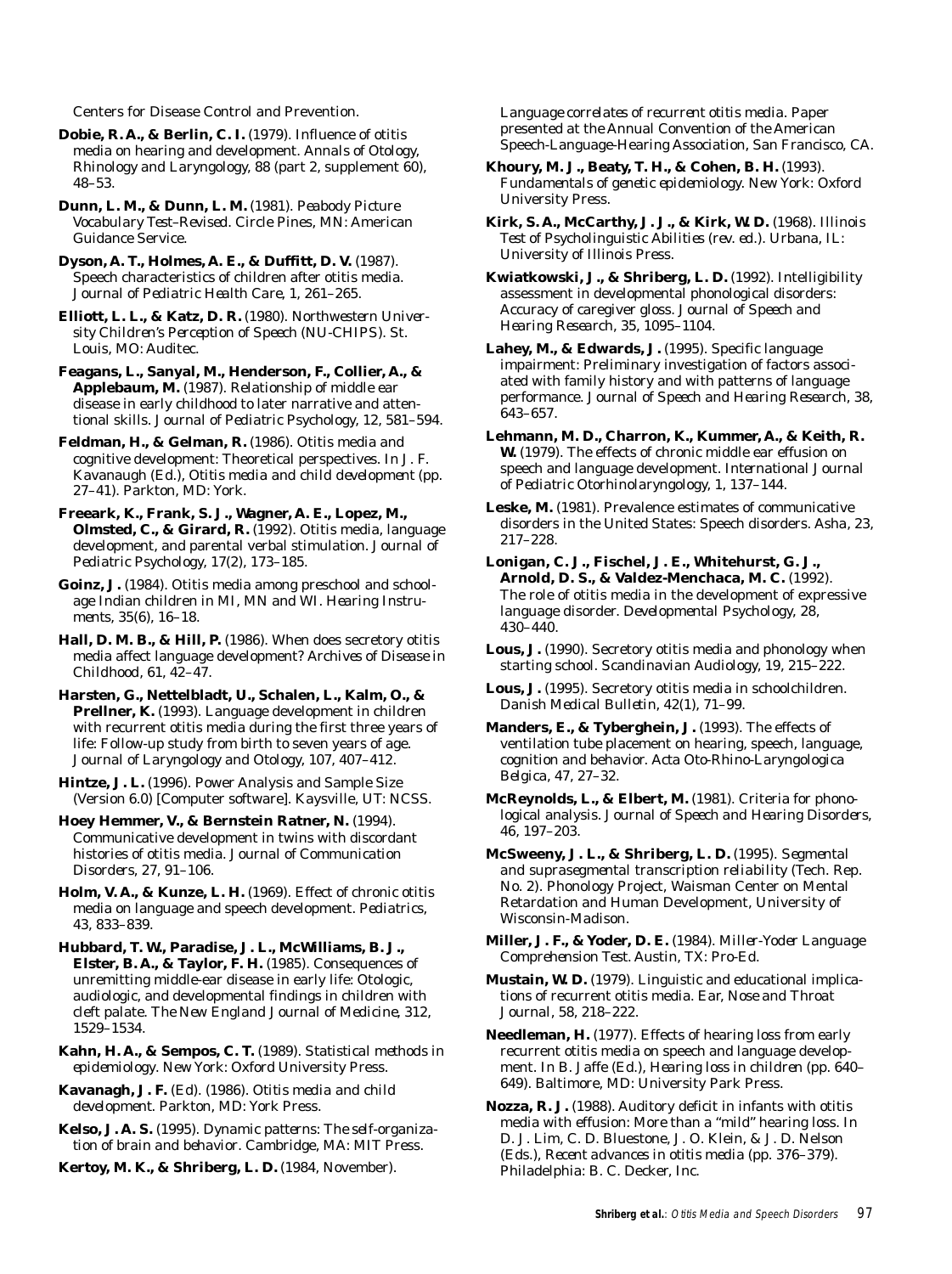Centers for Disease Control and Prevention.

**Dobie, R. A., & Berlin, C. I.** (1979). Influence of otitis media on hearing and development. *Annals of Otology, Rhinology and Laryngology, 88* (part 2, supplement 60), 48–53.

**Dunn, L. M., & Dunn, L. M.** (1981). *Peabody Picture Vocabulary Test–Revised.* Circle Pines, MN: American Guidance Service.

**Dyson, A. T., Holmes, A. E., & Duffitt, D. V.** (1987). Speech characteristics of children after otitis media. *Journal of Pediatric Health Care, 1,* 261–265.

**Elliott, L. L., & Katz, D. R.** (1980). *Northwestern University Children's Perception of Speech (NU-CHIPS).* St. Louis, MO: Auditec.

**Feagans, L., Sanyal, M., Henderson, F., Collier, A., & Applebaum, M.** (1987). Relationship of middle ear disease in early childhood to later narrative and attentional skills. *Journal of Pediatric Psychology, 12,* 581–594.

**Feldman, H., & Gelman, R.** (1986). Otitis media and cognitive development: Theoretical perspectives. In J. F. Kavanaugh (Ed.), *Otitis media and child development* (pp. 27–41). Parkton, MD: York.

**Freeark, K., Frank, S. J., Wagner, A. E., Lopez, M., Olmsted, C., & Girard, R.** (1992). Otitis media, language development, and parental verbal stimulation. *Journal of Pediatric Psychology, 17*(2), 173–185.

**Goinz, J.** (1984). Otitis media among preschool and school-age Indian children in MI, MN and WI. *Hearing Instruments, 35*(6), 16–18.

**Hall, D. M. B., & Hill, P.** (1986). When does secretory otitis media affect language development? *Archives of Disease in Childhood, 61,* 42–47.

**Harsten, G., Nettelbladt, U., Schalen, L., Kalm, O., & Prellner, K.** (1993). Language development in children with recurrent otitis media during the first three years of life: Follow-up study from birth to seven years of age. *Journal of Laryngology and Otology, 107,* 407–412.

**Hintze, J. L.** (1996). *Power Analysis and Sample Size (Version 6.0)* [Computer software]. Kaysville, UT: NCSS.

**Hoey Hemmer, V., & Bernstein Ratner, N.** (1994). Communicative development in twins with discordant histories of otitis media. *Journal of Communication Disorders, 27,* 91–106.

**Holm, V. A., & Kunze, L. H.** (1969). Effect of chronic otitis media on language and speech development. *Pediatrics, 43,* 833–839.

**Hubbard, T. W., Paradise, J. L., McWilliams, B. J., Elster, B. A., & Taylor, F. H.** (1985). Consequences of unremitting middle-ear disease in early life: Otologic, audiologic, and developmental findings in children with cleft palate. *The New England Journal of Medicine, 312,* 1529–1534.

**Kahn, H. A., & Sempos, C. T.** (1989). *Statistical methods in epidemiology.* New York: Oxford University Press.

**Kavanagh, J. F.** (Ed). (1986). *Otitis media and child development.* Parkton, MD: York Press.

**Kelso, J. A. S.** (1995). *Dynamic patterns: The self-organization of brain and behavior.* Cambridge, MA: MIT Press.

**Kertoy, M. K., & Shriberg, L. D.** (1984, November). *Language correlates of recurrent otitis media.* Paper presented at the Annual Convention of the American Speech-Language-Hearing Association, San Francisco, CA.

**Khoury, M. J., Beaty, T. H., & Cohen, B. H.** (1993). *Fundamentals of genetic epidemiology.* New York: Oxford University Press.

**Kirk, S. A., McCarthy, J. J., & Kirk, W. D.** (1968). *Illinois Test of Psycholinguistic Abilities* (rev. ed.). Urbana, IL: University of Illinois Press.

**Kwiatkowski, J., & Shriberg, L. D.** (1992). Intelligibility assessment in developmental phonological disorders: Accuracy of caregiver gloss. *Journal of Speech and Hearing Research, 35,* 1095–1104.

**Lahey, M., & Edwards, J.** (1995). Specific language impairment: Preliminary investigation of factors associated with family history and with patterns of language performance. *Journal of Speech and Hearing Research, 38,* 643–657.

**Lehmann, M. D., Charron, K., Kummer, A., & Keith, R. W.** (1979). The effects of chronic middle ear effusion on speech and language development. *International Journal of Pediatric Otorhinolaryngology, 1,* 137–144.

**Leske, M.** (1981). Prevalence estimates of communicative disorders in the United States: Speech disorders. *Asha, 23,* 217–228.

**Lonigan, C. J., Fischel, J. E., Whitehurst, G. J., Arnold, D. S., & Valdez-Menchaca, M. C.** (1992). The role of otitis media in the development of expressive language disorder. *Developmental Psychology, 28,* 430–440.

**Lous, J.** (1990). Secretory otitis media and phonology when starting school. *Scandinavian Audiology, 19,* 215–222.

**Lous, J.** (1995). Secretory otitis media in schoolchildren. *Danish Medical Bulletin, 42*(1), 71–99.

**Manders, E., & Tyberghein, J.** (1993). The effects of ventilation tube placement on hearing, speech, language, cognition and behavior. *Acta Oto-Rhino-Laryngologica Belgica, 47,* 27–32.

**McReynolds, L., & Elbert, M.** (1981). Criteria for phonological analysis. *Journal of Speech and Hearing Disorders, 46,* 197–203.

**McSweeny, J. L., & Shriberg, L. D.** (1995). *Segmental and suprasegmental transcription reliability* (Tech. Rep. No. 2). Phonology Project, Waisman Center on Mental Retardation and Human Development, University of Wisconsin-Madison.

**Miller, J. F., & Yoder, D. E.** (1984). *Miller-Yoder Language Comprehension Test.* Austin, TX: Pro-Ed.

**Mustain, W. D.** (1979). Linguistic and educational implications of recurrent otitis media. *Ear, Nose and Throat Journal, 58,* 218–222.

**Needleman, H.** (1977). Effects of hearing loss from early recurrent otitis media on speech and language development. In B. Jaffe (Ed.), *Hearing loss in children* (pp. 640–649). Baltimore, MD: University Park Press.

**Nozza, R. J.** (1988). Auditory deficit in infants with otitis media with effusion: More than a "mild" hearing loss. In D. J. Lim, C. D. Bluestone, J. O. Klein, & J. D. Nelson (Eds.), *Recent advances in otitis media* (pp. 376–379). Philadelphia: B. C. Decker, Inc.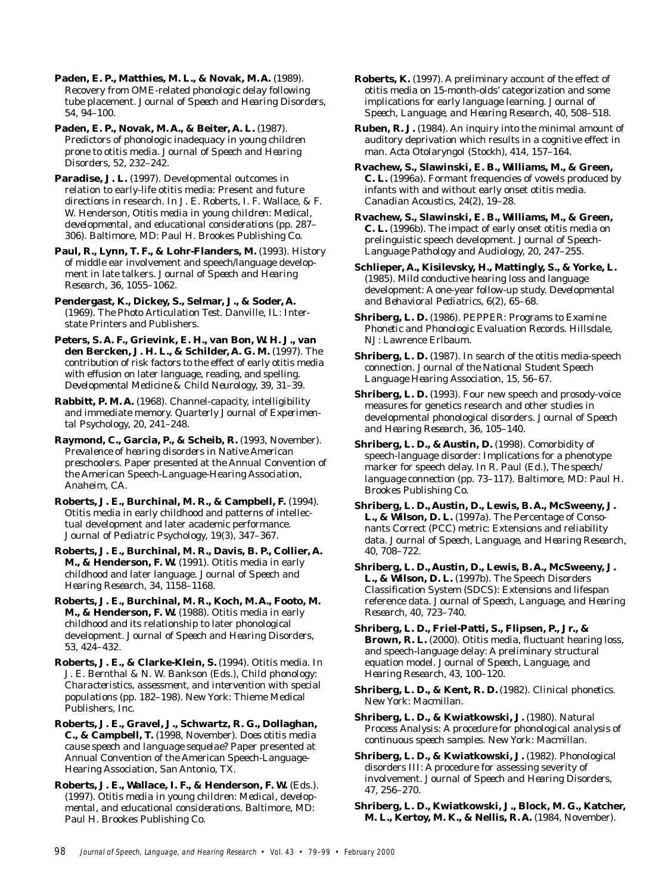**Paden, E. P., Matthies, M. L., & Novak, M. A.** (1989). Recovery from OME-related phonologic delay following tube placement. *Journal of Speech and Hearing Disorders, 54,* 94–100.

**Paden, E. P., Novak, M. A., & Beiter, A. L.** (1987). Predictors of phonologic inadequacy in young children prone to otitis media. *Journal of Speech and Hearing Disorders, 52,* 232–242.

**Paradise, J. L.** (1997). Developmental outcomes in relation to early-life otitis media: Present and future directions in research. In J. E. Roberts, I. F. Wallace, & F. W. Henderson, *Otitis media in young children: Medical, developmental, and educational considerations* (pp. 287–306). Baltimore, MD: Paul H. Brookes Publishing Co.

**Paul, R., Lynn, T. F., & Lohr-Flanders, M.** (1993). History of middle ear involvement and speech/language development in late talkers. *Journal of Speech and Hearing Research, 36,* 1055–1062.

**Pendergast, K., Dickey, S., Selmar, J., & Soder, A.** (1969). *The Photo Articulation Test.* Danville, IL: Interstate Printers and Publishers.

**Peters, S. A. F., Grievink, E. H., van Bon, W. H. J., van den Bercken, J. H. L., & Schilder, A. G. M.** (1997). The contribution of risk factors to the effect of early otitis media with effusion on later language, reading, and spelling. *Developmental Medicine & Child Neurology, 39,* 31–39.

**Rabbitt, P. M. A.** (1968). Channel-capacity, intelligibility and immediate memory. *Quarterly Journal of Experimental Psychology, 20,* 241–248.

**Raymond, C., Garcia, P., & Scheib, R.** (1993, November). *Prevalence of hearing disorders in Native American preschoolers.* Paper presented at the Annual Convention of the American Speech-Language-Hearing Association, Anaheim, CA.

**Roberts, J. E., Burchinal, M. R., & Campbell, F.** (1994). Otitis media in early childhood and patterns of intellectual development and later academic performance. *Journal of Pediatric Psychology, 19*(3), 347–367.

**Roberts, J. E., Burchinal, M. R., Davis, B. P., Collier, A. M., & Henderson, F. W.** (1991). Otitis media in early childhood and later language. *Journal of Speech and Hearing Research, 34,* 1158–1168.

**Roberts, J. E., Burchinal, M. R., Koch, M. A., Footo, M. M., & Henderson, F. W.** (1988). Otitis media in early childhood and its relationship to later phonological development. *Journal of Speech and Hearing Disorders, 53,* 424–432.

**Roberts, J. E., & Clarke-Klein, S.** (1994). Otitis media. In J. E. Bernthal & N. W. Bankson (Eds.), *Child phonology: Characteristics, assessment, and intervention with special populations* (pp. 182–198). New York: Thieme Medical Publishers, Inc.

**Roberts, J. E., Gravel, J., Schwartz, R. G., Dollaghan, C., & Campbell, T.** (1998, November). *Does otitis media cause speech and language sequelae?* Paper presented at Annual Convention of the American Speech-Language-Hearing Association, San Antonio, TX.

**Roberts, J. E., Wallace, I. F., & Henderson, F. W.** (Eds.). (1997). *Otitis media in young children: Medical, developmental, and educational considerations.* Baltimore, MD: Paul H. Brookes Publishing Co.

**Roberts, K.** (1997). A preliminary account of the effect of otitis media on 15-month-olds' categorization and some implications for early language learning. *Journal of Speech, Language, and Hearing Research, 40,* 508–518.

**Ruben, R. J.** (1984). An inquiry into the minimal amount of auditory deprivation which results in a cognitive effect in man. *Acta Otolaryngol (Stockh), 414,* 157–164.

**Rvachew, S., Slawinski, E. B., Williams, M., & Green, C. L.** (1996a). Formant frequencies of vowels produced by infants with and without early onset otitis media. *Canadian Acoustics, 24*(2), 19–28.

**Rvachew, S., Slawinski, E. B., Williams, M., & Green, C. L.** (1996b). The impact of early onset otitis media on prelinguistic speech development. *Journal of Speech-Language Pathology and Audiology, 20,* 247–255.

**Schlieper, A., Kisilevsky, H., Mattingly, S., & Yorke, L.** (1985). Mild conductive hearing loss and language development: A one-year follow-up study. *Developmental and Behavioral Pediatrics, 6*(2), 65–68.

**Shriberg, L. D.** (1986). *PEPPER: Programs to Examine Phonetic and Phonologic Evaluation Records.* Hillsdale, NJ: Lawrence Erlbaum.

**Shriberg, L. D.** (1987). In search of the otitis media-speech connection. *Journal of the National Student Speech Language Hearing Association, 15,* 56–67.

**Shriberg, L. D.** (1993). Four new speech and prosody-voice measures for genetics research and other studies in developmental phonological disorders. *Journal of Speech and Hearing Research, 36,* 105–140.

**Shriberg, L. D., & Austin, D.** (1998). Comorbidity of speech-language disorder: Implications for a phenotype marker for speech delay. In R. Paul (Ed.), *The speech/language connection* (pp. 73–117). Baltimore, MD: Paul H. Brookes Publishing Co.

**Shriberg, L. D., Austin, D., Lewis, B. A., McSweeny, J. L., & Wilson, D. L.** (1997a). The Percentage of Consonants Correct (PCC) metric: Extensions and reliability data. *Journal of Speech, Language, and Hearing Research, 40,* 708–722.

**Shriberg, L. D., Austin, D., Lewis, B. A., McSweeny, J. L., & Wilson, D. L.** (1997b). The Speech Disorders Classification System (SDCS): Extensions and lifespan reference data. *Journal of Speech, Language, and Hearing Research, 40,* 723–740.

**Shriberg, L. D., Friel-Patti, S., Flipsen, P., Jr., & Brown, R. L.** (2000). Otitis media, fluctuant hearing loss, and speech-language delay: A preliminary structural equation model. *Journal of Speech, Language, and Hearing Research, 43,* 100–120.

**Shriberg, L. D., & Kent, R. D.** (1982). *Clinical phonetics.* New York: Macmillan.

**Shriberg, L. D., & Kwiatkowski, J.** (1980). *Natural Process Analysis: A procedure for phonological analysis of continuous speech samples.* New York: Macmillan.

**Shriberg, L. D., & Kwiatkowski, J.** (1982). Phonological disorders III: A procedure for assessing severity of involvement. *Journal of Speech and Hearing Disorders, 47,* 256–270.

**Shriberg, L. D., Kwiatkowski, J., Block, M. G., Katcher, M. L., Kertoy, M. K., & Nellis, R. A.** (1984, November).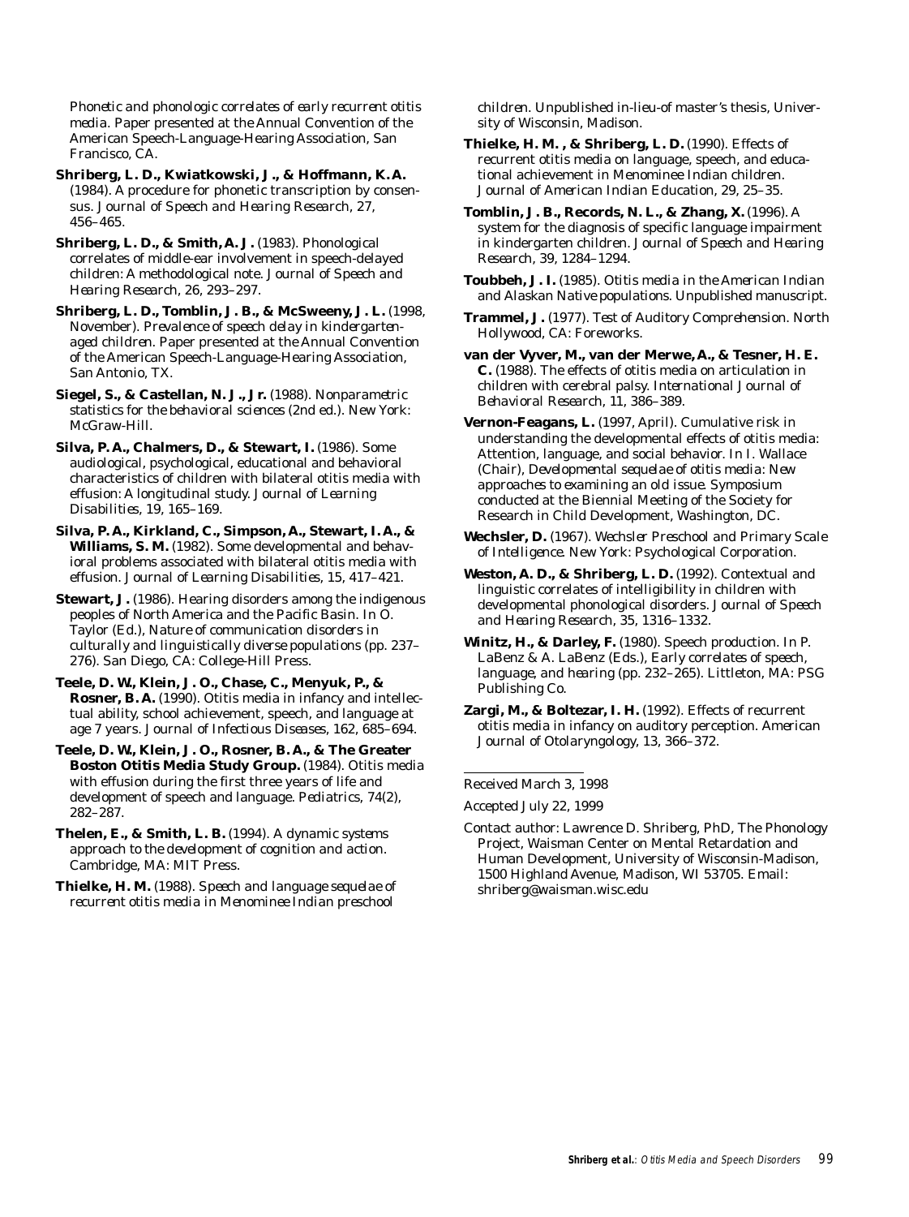*Phonetic and phonologic correlates of early recurrent otitis media.* Paper presented at the Annual Convention of the American Speech-Language-Hearing Association, San Francisco, CA.

**Shriberg, L. D., Kwiatkowski, J., & Hoffmann, K. A.** (1984). A procedure for phonetic transcription by consensus. *Journal of Speech and Hearing Research, 27,* 456–465.

**Shriberg, L. D., & Smith, A. J.** (1983). Phonological correlates of middle-ear involvement in speech-delayed children: A methodological note. *Journal of Speech and Hearing Research, 26,* 293–297.

**Shriberg, L. D., Tomblin, J. B., & McSweeny, J. L.** (1998, November). *Prevalence of speech delay in kindergarten-aged children.* Paper presented at the Annual Convention of the American Speech-Language-Hearing Association, San Antonio, TX.

**Siegel, S., & Castellan, N. J., Jr.** (1988). *Nonparametric statistics for the behavioral sciences* (2nd ed.). New York: McGraw-Hill.

**Silva, P. A., Chalmers, D., & Stewart, I.** (1986). Some audiological, psychological, educational and behavioral characteristics of children with bilateral otitis media with effusion: A longitudinal study. *Journal of Learning Disabilities, 19,* 165–169.

**Silva, P. A., Kirkland, C., Simpson, A., Stewart, I. A., & Williams, S. M.** (1982). Some developmental and behavioral problems associated with bilateral otitis media with effusion. *Journal of Learning Disabilities, 15,* 417–421.

**Stewart, J.** (1986). Hearing disorders among the indigenous peoples of North America and the Pacific Basin. In O. Taylor (Ed.), *Nature of communication disorders in culturally and linguistically diverse populations* (pp. 237–276). San Diego, CA: College-Hill Press.

**Teele, D. W., Klein, J. O., Chase, C., Menyuk, P., & Rosner, B. A.** (1990). Otitis media in infancy and intellectual ability, school achievement, speech, and language at age 7 years. *Journal of Infectious Diseases, 162,* 685–694.

**Teele, D. W., Klein, J. O., Rosner, B. A., & The Greater Boston Otitis Media Study Group.** (1984). Otitis media with effusion during the first three years of life and development of speech and language. *Pediatrics, 74*(2), 282–287.

**Thelen, E., & Smith, L. B.** (1994). *A dynamic systems approach to the development of cognition and action.* Cambridge, MA: MIT Press.

**Thielke, H. M.** (1988). *Speech and language sequelae of recurrent otitis media in Menominee Indian preschool children.* Unpublished in-lieu-of master's thesis, University of Wisconsin, Madison.

**Thielke, H. M. , & Shriberg, L. D.** (1990). Effects of recurrent otitis media on language, speech, and educational achievement in Menominee Indian children. *Journal of American Indian Education, 29,* 25–35.

**Tomblin, J. B., Records, N. L., & Zhang, X.** (1996). A system for the diagnosis of specific language impairment in kindergarten children. *Journal of Speech and Hearing Research, 39,* 1284–1294.

**Toubbeh, J. I.** (1985). *Otitis media in the American Indian and Alaskan Native populations.* Unpublished manuscript.

**Trammel, J.** (1977). *Test of Auditory Comprehension.* North Hollywood, CA: Foreworks.

**van der Vyver, M., van der Merwe, A., & Tesner, H. E. C.** (1988). The effects of otitis media on articulation in children with cerebral palsy. *International Journal of Behavioral Research, 11,* 386–389.

**Vernon-Feagans, L.** (1997, April). Cumulative risk in understanding the developmental effects of otitis media: Attention, language, and social behavior. In I. Wallace (Chair), *Developmental sequelae of otitis media: New approaches to examining an old issue.* Symposium conducted at the Biennial Meeting of the Society for Research in Child Development, Washington, DC.

**Wechsler, D.** (1967). *Wechsler Preschool and Primary Scale of Intelligence.* New York: Psychological Corporation.

**Weston, A. D., & Shriberg, L. D.** (1992). Contextual and linguistic correlates of intelligibility in children with developmental phonological disorders. *Journal of Speech and Hearing Research, 35,* 1316–1332.

**Winitz, H., & Darley, F.** (1980). Speech production. In P. LaBenz & A. LaBenz (Eds.), *Early correlates of speech, language, and hearing* (pp. 232–265). Littleton, MA: PSG Publishing Co.

**Zargi, M., & Boltezar, I. H.** (1992). Effects of recurrent otitis media in infancy on auditory perception. *American Journal of Otolaryngology, 13,* 366–372.

---

Received March 3, 1998

Accepted July 22, 1999

Contact author: Lawrence D. Shriberg, PhD, The Phonology Project, Waisman Center on Mental Retardation and Human Development, University of Wisconsin-Madison, 1500 Highland Avenue, Madison, WI 53705. Email: shriberg@waisman.wisc.edu